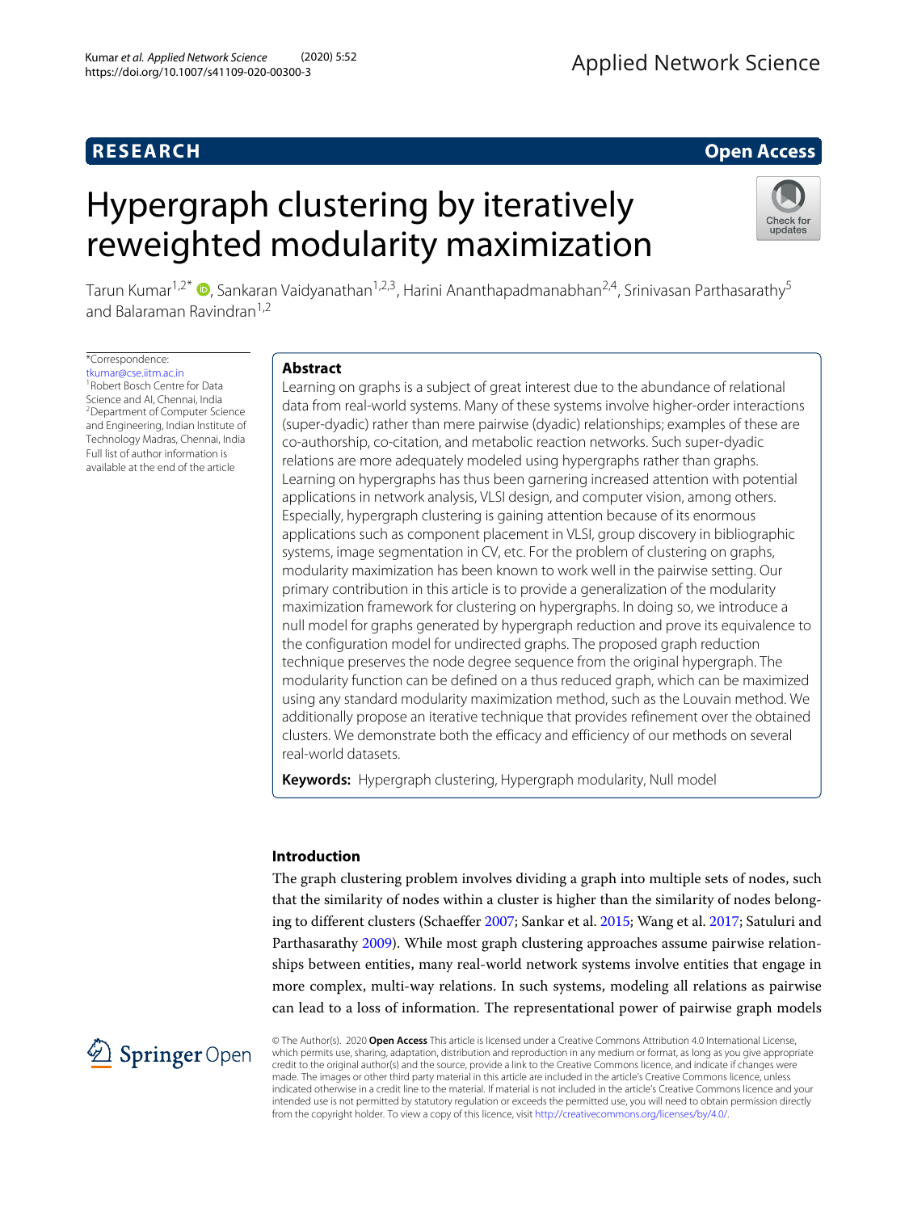RESEARCH

Open Access

# Hypergraph clustering by iteratively reweighted modularity maximization

Tarun Kumar[1,2*], Sankaran Vaidyanathan[1,2,3], Harini Ananthapadmanabhan[2,4], Srinivasan Parthasarathy[5] and Balaraman Ravindran[1,2]

*Correspondence: tkumar@cse.iitm.ac.in
[1] Robert Bosch Centre for Data Science and AI, Chennai, India
[2] Department of Computer Science and Engineering, Indian Institute of Technology Madras, Chennai, India
Full list of author information is available at the end of the article

## Abstract

Learning on graphs is a subject of great interest due to the abundance of relational data from real-world systems. Many of these systems involve higher-order interactions (super-dyadic) rather than mere pairwise (dyadic) relationships; examples of these are co-authorship, co-citation, and metabolic reaction networks. Such super-dyadic relations are more adequately modeled using hypergraphs rather than graphs. Learning on hypergraphs has thus been garnering increased attention with potential applications in network analysis, VLSI design, and computer vision, among others. Especially, hypergraph clustering is gaining attention because of its enormous applications such as component placement in VLSI, group discovery in bibliographic systems, image segmentation in CV, etc. For the problem of clustering on graphs, modularity maximization has been known to work well in the pairwise setting. Our primary contribution in this article is to provide a generalization of the modularity maximization framework for clustering on hypergraphs. In doing so, we introduce a null model for graphs generated by hypergraph reduction and prove its equivalence to the configuration model for undirected graphs. The proposed graph reduction technique preserves the node degree sequence from the original hypergraph. The modularity function can be defined on a thus reduced graph, which can be maximized using any standard modularity maximization method, such as the Louvain method. We additionally propose an iterative technique that provides refinement over the obtained clusters. We demonstrate both the efficacy and efficiency of our methods on several real-world datasets.

**Keywords:** Hypergraph clustering, Hypergraph modularity, Null model

## Introduction

The graph clustering problem involves dividing a graph into multiple sets of nodes, such that the similarity of nodes within a cluster is higher than the similarity of nodes belonging to different clusters (Schaeffer 2007; Sankar et al. 2015; Wang et al. 2017; Satuluri and Parthasarathy 2009). While most graph clustering approaches assume pairwise relationships between entities, many real-world network systems involve entities that engage in more complex, multi-way relations. In such systems, modeling all relations as pairwise can lead to a loss of information. The representational power of pairwise graph models

© The Author(s). 2020 **Open Access** This article is licensed under a Creative Commons Attribution 4.0 International License, which permits use, sharing, adaptation, distribution and reproduction in any medium or format, as long as you give appropriate credit to the original author(s) and the source, provide a link to the Creative Commons licence, and indicate if changes were made. The images or other third party material in this article are included in the article's Creative Commons licence, unless indicated otherwise in a credit line to the material. If material is not included in the article's Creative Commons licence and your intended use is not permitted by statutory regulation or exceeds the permitted use, you will need to obtain permission directly from the copyright holder. To view a copy of this licence, visit http://creativecommons.org/licenses/by/4.0/.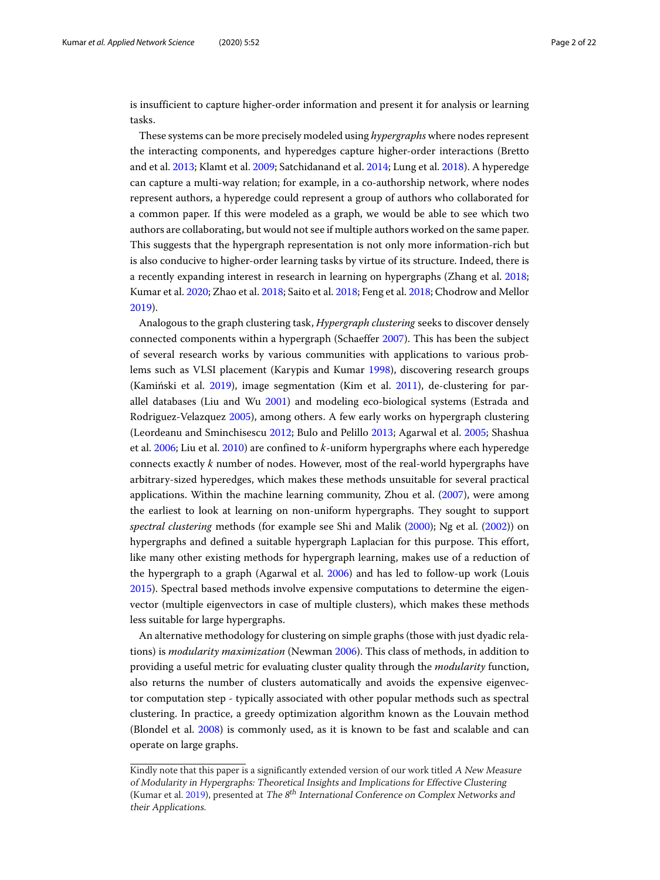is insufficient to capture higher-order information and present it for analysis or learning tasks.

These systems can be more precisely modeled using *hypergraphs* where nodes represent the interacting components, and hyperedges capture higher-order interactions (Bretto and et al. 2013; Klamt et al. 2009; Satchidanand et al. 2014; Lung et al. 2018). A hyperedge can capture a multi-way relation; for example, in a co-authorship network, where nodes represent authors, a hyperedge could represent a group of authors who collaborated for a common paper. If this were modeled as a graph, we would be able to see which two authors are collaborating, but would not see if multiple authors worked on the same paper. This suggests that the hypergraph representation is not only more information-rich but is also conducive to higher-order learning tasks by virtue of its structure. Indeed, there is a recently expanding interest in research in learning on hypergraphs (Zhang et al. 2018; Kumar et al. 2020; Zhao et al. 2018; Saito et al. 2018; Feng et al. 2018; Chodrow and Mellor 2019).

Analogous to the graph clustering task, *Hypergraph clustering* seeks to discover densely connected components within a hypergraph (Schaeffer 2007). This has been the subject of several research works by various communities with applications to various problems such as VLSI placement (Karypis and Kumar 1998), discovering research groups (Kamiński et al. 2019), image segmentation (Kim et al. 2011), de-clustering for parallel databases (Liu and Wu 2001) and modeling eco-biological systems (Estrada and Rodriguez-Velazquez 2005), among others. A few early works on hypergraph clustering (Leordeanu and Sminchisescu 2012; Bulo and Pelillo 2013; Agarwal et al. 2005; Shashua et al. 2006; Liu et al. 2010) are confined to $k$-uniform hypergraphs where each hyperedge connects exactly $k$ number of nodes. However, most of the real-world hypergraphs have arbitrary-sized hyperedges, which makes these methods unsuitable for several practical applications. Within the machine learning community, Zhou et al. (2007), were among the earliest to look at learning on non-uniform hypergraphs. They sought to support *spectral clustering* methods (for example see Shi and Malik (2000); Ng et al. (2002)) on hypergraphs and defined a suitable hypergraph Laplacian for this purpose. This effort, like many other existing methods for hypergraph learning, makes use of a reduction of the hypergraph to a graph (Agarwal et al. 2006) and has led to follow-up work (Louis 2015). Spectral based methods involve expensive computations to determine the eigenvector (multiple eigenvectors in case of multiple clusters), which makes these methods less suitable for large hypergraphs.

An alternative methodology for clustering on simple graphs (those with just dyadic relations) is *modularity maximization* (Newman 2006). This class of methods, in addition to providing a useful metric for evaluating cluster quality through the *modularity* function, also returns the number of clusters automatically and avoids the expensive eigenvector computation step - typically associated with other popular methods such as spectral clustering. In practice, a greedy optimization algorithm known as the Louvain method (Blondel et al. 2008) is commonly used, as it is known to be fast and scalable and can operate on large graphs.

---

Kindly note that this paper is a significantly extended version of our work titled *A New Measure of Modularity in Hypergraphs: Theoretical Insights and Implications for Effective Clustering* (Kumar et al. 2019), presented at *The 8$^{th}$ International Conference on Complex Networks and their Applications.*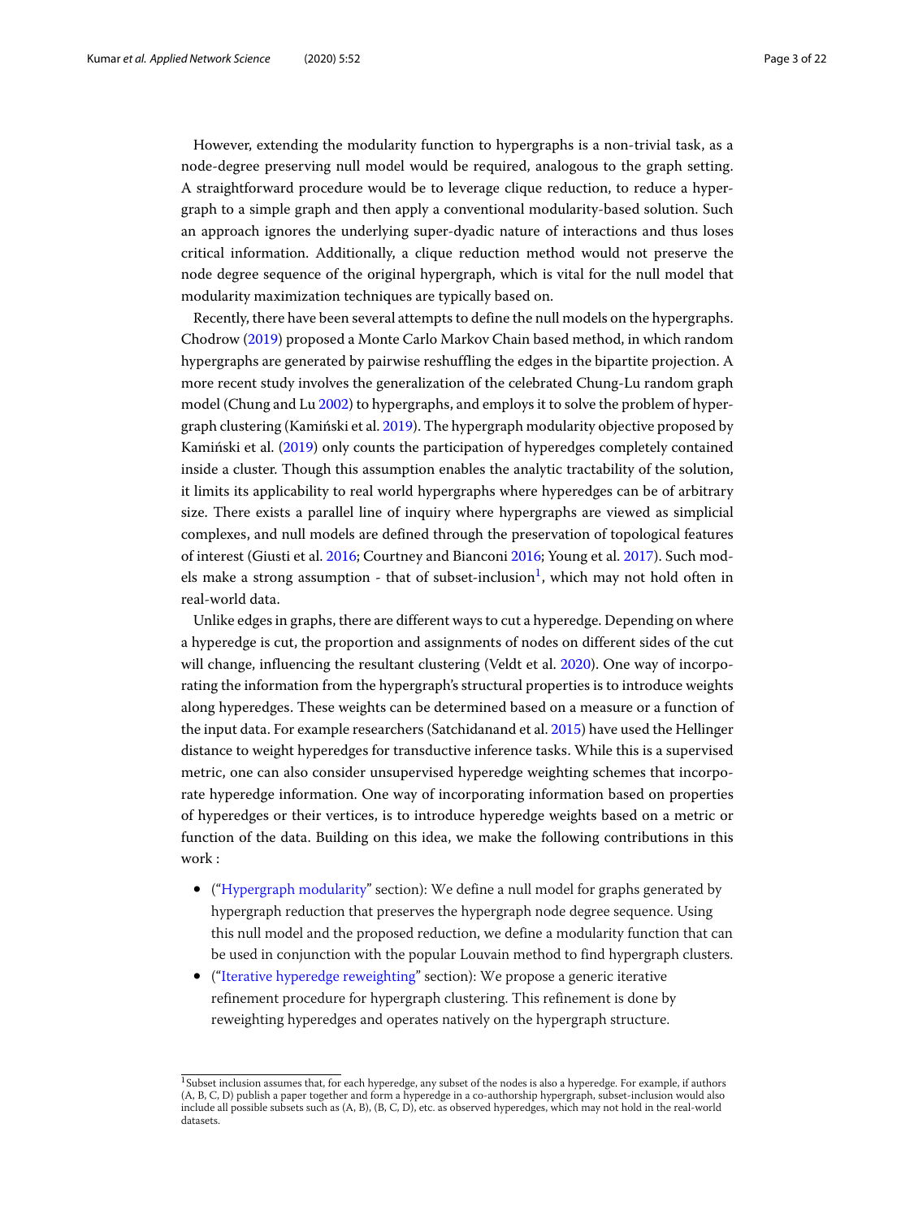However, extending the modularity function to hypergraphs is a non-trivial task, as a node-degree preserving null model would be required, analogous to the graph setting. A straightforward procedure would be to leverage clique reduction, to reduce a hypergraph to a simple graph and then apply a conventional modularity-based solution. Such an approach ignores the underlying super-dyadic nature of interactions and thus loses critical information. Additionally, a clique reduction method would not preserve the node degree sequence of the original hypergraph, which is vital for the null model that modularity maximization techniques are typically based on.

Recently, there have been several attempts to define the null models on the hypergraphs. Chodrow (2019) proposed a Monte Carlo Markov Chain based method, in which random hypergraphs are generated by pairwise reshuffling the edges in the bipartite projection. A more recent study involves the generalization of the celebrated Chung-Lu random graph model (Chung and Lu 2002) to hypergraphs, and employs it to solve the problem of hypergraph clustering (Kamiński et al. 2019). The hypergraph modularity objective proposed by Kamiński et al. (2019) only counts the participation of hyperedges completely contained inside a cluster. Though this assumption enables the analytic tractability of the solution, it limits its applicability to real world hypergraphs where hyperedges can be of arbitrary size. There exists a parallel line of inquiry where hypergraphs are viewed as simplicial complexes, and null models are defined through the preservation of topological features of interest (Giusti et al. 2016; Courtney and Bianconi 2016; Young et al. 2017). Such models make a strong assumption - that of subset-inclusion[1], which may not hold often in real-world data.

Unlike edges in graphs, there are different ways to cut a hyperedge. Depending on where a hyperedge is cut, the proportion and assignments of nodes on different sides of the cut will change, influencing the resultant clustering (Veldt et al. 2020). One way of incorporating the information from the hypergraph's structural properties is to introduce weights along hyperedges. These weights can be determined based on a measure or a function of the input data. For example researchers (Satchidanand et al. 2015) have used the Hellinger distance to weight hyperedges for transductive inference tasks. While this is a supervised metric, one can also consider unsupervised hyperedge weighting schemes that incorporate hyperedge information. One way of incorporating information based on properties of hyperedges or their vertices, is to introduce hyperedge weights based on a metric or function of the data. Building on this idea, we make the following contributions in this work :

- ("Hypergraph modularity" section): We define a null model for graphs generated by hypergraph reduction that preserves the hypergraph node degree sequence. Using this null model and the proposed reduction, we define a modularity function that can be used in conjunction with the popular Louvain method to find hypergraph clusters.
- ("Iterative hyperedge reweighting" section): We propose a generic iterative refinement procedure for hypergraph clustering. This refinement is done by reweighting hyperedges and operates natively on the hypergraph structure.

[1] Subset inclusion assumes that, for each hyperedge, any subset of the nodes is also a hyperedge. For example, if authors (A, B, C, D) publish a paper together and form a hyperedge in a co-authorship hypergraph, subset-inclusion would also include all possible subsets such as (A, B), (B, C, D), etc. as observed hyperedges, which may not hold in the real-world datasets.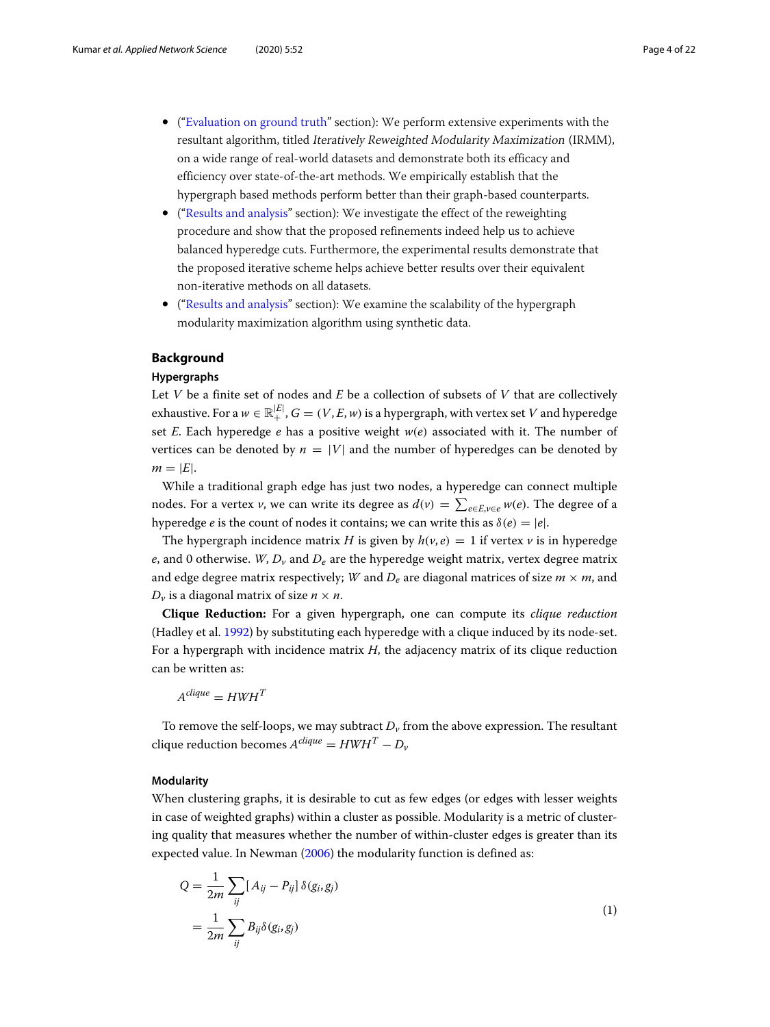- ("Evaluation on ground truth" section): We perform extensive experiments with the resultant algorithm, titled *Iteratively Reweighted Modularity Maximization* (IRMM), on a wide range of real-world datasets and demonstrate both its efficacy and efficiency over state-of-the-art methods. We empirically establish that the hypergraph based methods perform better than their graph-based counterparts.
- ("Results and analysis" section): We investigate the effect of the reweighting procedure and show that the proposed refinements indeed help us to achieve balanced hyperedge cuts. Furthermore, the experimental results demonstrate that the proposed iterative scheme helps achieve better results over their equivalent non-iterative methods on all datasets.
- ("Results and analysis" section): We examine the scalability of the hypergraph modularity maximization algorithm using synthetic data.

## Background

### Hypergraphs

Let $V$ be a finite set of nodes and $E$ be a collection of subsets of $V$ that are collectively exhaustive. For a $w \in \mathbb{R}_+^{|E|}$, $G = (V, E, w)$ is a hypergraph, with vertex set $V$ and hyperedge set $E$. Each hyperedge $e$ has a positive weight $w(e)$ associated with it. The number of vertices can be denoted by $n = |V|$ and the number of hyperedges can be denoted by $m = |E|$.

While a traditional graph edge has just two nodes, a hyperedge can connect multiple nodes. For a vertex $v$, we can write its degree as $d(v) = \sum_{e \in E, v \in e} w(e)$. The degree of a hyperedge $e$ is the count of nodes it contains; we can write this as $\delta(e) = |e|$.

The hypergraph incidence matrix $H$ is given by $h(v, e) = 1$ if vertex $v$ is in hyperedge $e$, and 0 otherwise. $W$, $D_v$ and $D_e$ are the hyperedge weight matrix, vertex degree matrix and edge degree matrix respectively; $W$ and $D_e$ are diagonal matrices of size $m \times m$, and $D_v$ is a diagonal matrix of size $n \times n$.

**Clique Reduction:** For a given hypergraph, one can compute its *clique reduction* (Hadley et al. 1992) by substituting each hyperedge with a clique induced by its node-set. For a hypergraph with incidence matrix $H$, the adjacency matrix of its clique reduction can be written as:

$$A^{clique} = HWH^T$$

To remove the self-loops, we may subtract $D_v$ from the above expression. The resultant clique reduction becomes $A^{clique} = HWH^T - D_v$

### Modularity

When clustering graphs, it is desirable to cut as few edges (or edges with lesser weights in case of weighted graphs) within a cluster as possible. Modularity is a metric of clustering quality that measures whether the number of within-cluster edges is greater than its expected value. In Newman (2006) the modularity function is defined as:

$$\begin{aligned} Q &= \frac{1}{2m} \sum_{ij} [A_{ij} - P_{ij}]\, \delta(g_i, g_j) \\ &= \frac{1}{2m} \sum_{ij} B_{ij} \delta(g_i, g_j) \end{aligned} \tag{1}$$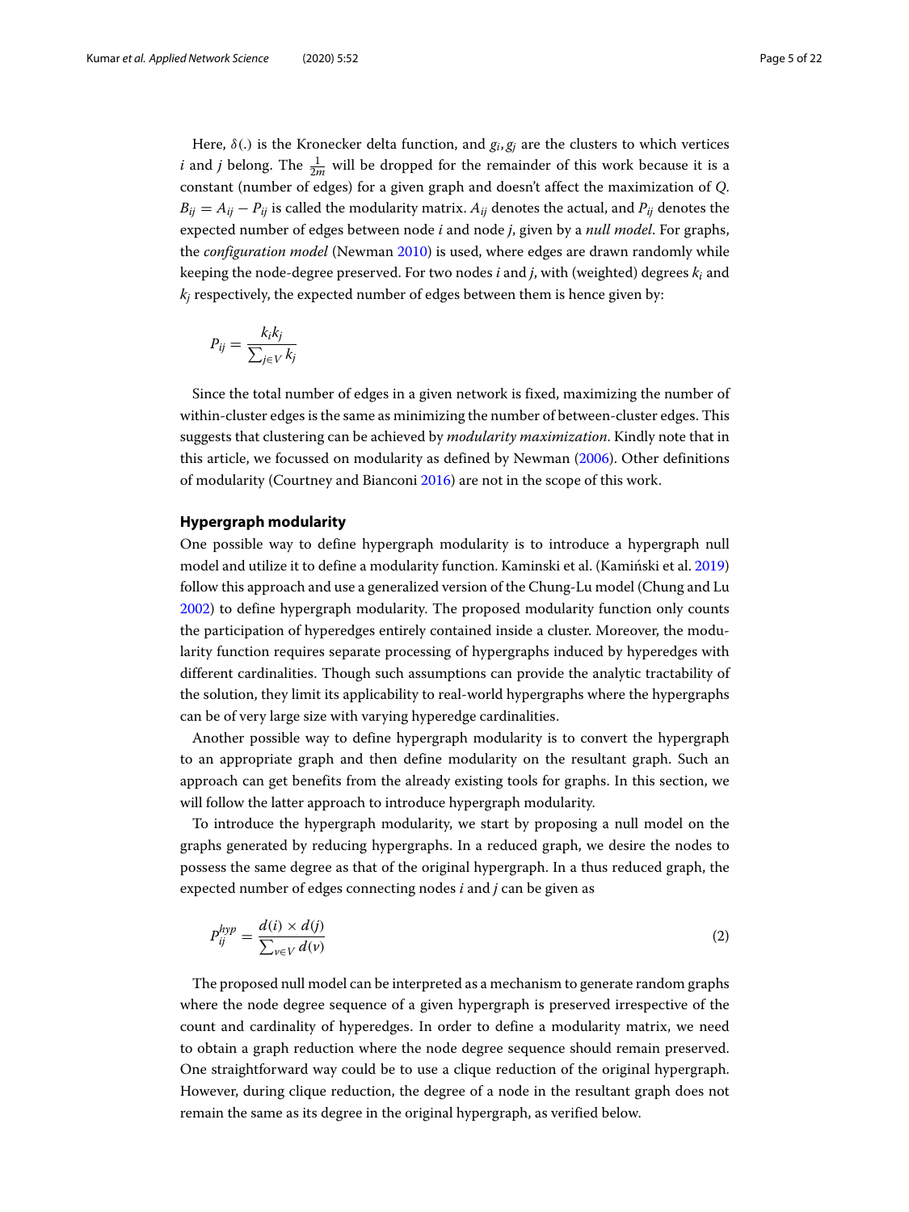Here, $\delta(.)$ is the Kronecker delta function, and $g_i, g_j$ are the clusters to which vertices $i$ and $j$ belong. The $\frac{1}{2m}$ will be dropped for the remainder of this work because it is a constant (number of edges) for a given graph and doesn't affect the maximization of $Q$. $B_{ij} = A_{ij} - P_{ij}$ is called the modularity matrix. $A_{ij}$ denotes the actual, and $P_{ij}$ denotes the expected number of edges between node $i$ and node $j$, given by a *null model*. For graphs, the *configuration model* (Newman 2010) is used, where edges are drawn randomly while keeping the node-degree preserved. For two nodes $i$ and $j$, with (weighted) degrees $k_i$ and $k_j$ respectively, the expected number of edges between them is hence given by:

$$P_{ij} = \frac{k_i k_j}{\sum_{j \in V} k_j}$$

Since the total number of edges in a given network is fixed, maximizing the number of within-cluster edges is the same as minimizing the number of between-cluster edges. This suggests that clustering can be achieved by *modularity maximization*. Kindly note that in this article, we focussed on modularity as defined by Newman (2006). Other definitions of modularity (Courtney and Bianconi 2016) are not in the scope of this work.

### Hypergraph modularity

One possible way to define hypergraph modularity is to introduce a hypergraph null model and utilize it to define a modularity function. Kaminski et al. (Kamiński et al. 2019) follow this approach and use a generalized version of the Chung-Lu model (Chung and Lu 2002) to define hypergraph modularity. The proposed modularity function only counts the participation of hyperedges entirely contained inside a cluster. Moreover, the modularity function requires separate processing of hypergraphs induced by hyperedges with different cardinalities. Though such assumptions can provide the analytic tractability of the solution, they limit its applicability to real-world hypergraphs where the hypergraphs can be of very large size with varying hyperedge cardinalities.

Another possible way to define hypergraph modularity is to convert the hypergraph to an appropriate graph and then define modularity on the resultant graph. Such an approach can get benefits from the already existing tools for graphs. In this section, we will follow the latter approach to introduce hypergraph modularity.

To introduce the hypergraph modularity, we start by proposing a null model on the graphs generated by reducing hypergraphs. In a reduced graph, we desire the nodes to possess the same degree as that of the original hypergraph. In a thus reduced graph, the expected number of edges connecting nodes $i$ and $j$ can be given as

$$P_{ij}^{hyp} = \frac{d(i) \times d(j)}{\sum_{v \in V} d(v)} \tag{2}$$

The proposed null model can be interpreted as a mechanism to generate random graphs where the node degree sequence of a given hypergraph is preserved irrespective of the count and cardinality of hyperedges. In order to define a modularity matrix, we need to obtain a graph reduction where the node degree sequence should remain preserved. One straightforward way could be to use a clique reduction of the original hypergraph. However, during clique reduction, the degree of a node in the resultant graph does not remain the same as its degree in the original hypergraph, as verified below.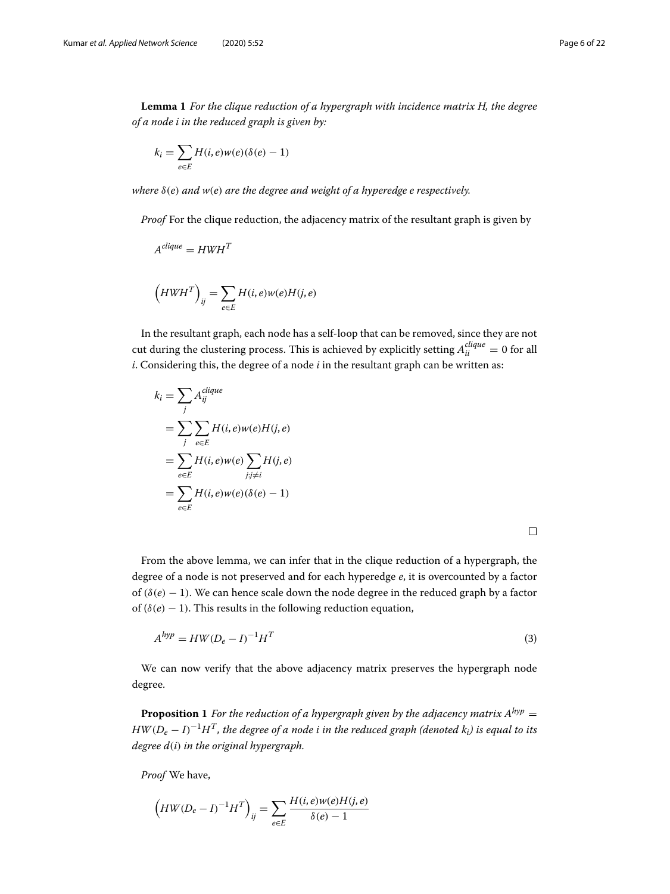**Lemma 1** *For the clique reduction of a hypergraph with incidence matrix H, the degree of a node i in the reduced graph is given by:*

$$k_i = \sum_{e \in E} H(i, e) w(e)(\delta(e) - 1)$$

*where $\delta(e)$ and $w(e)$ are the degree and weight of a hyperedge e respectively.*

*Proof* For the clique reduction, the adjacency matrix of the resultant graph is given by

$$A^{clique} = HWH^T$$

$$\left(HWH^T\right)_{ij} = \sum_{e \in E} H(i, e) w(e) H(j, e)$$

In the resultant graph, each node has a self-loop that can be removed, since they are not cut during the clustering process. This is achieved by explicitly setting $A_{ii}^{clique} = 0$ for all $i$. Considering this, the degree of a node $i$ in the resultant graph can be written as:

$$\begin{aligned}
k_i &= \sum_j A_{ij}^{clique} \\
&= \sum_j \sum_{e \in E} H(i, e) w(e) H(j, e) \\
&= \sum_{e \in E} H(i, e) w(e) \sum_{j: j \neq i} H(j, e) \\
&= \sum_{e \in E} H(i, e) w(e)(\delta(e) - 1)
\end{aligned}$$

□

From the above lemma, we can infer that in the clique reduction of a hypergraph, the degree of a node is not preserved and for each hyperedge $e$, it is overcounted by a factor of $(\delta(e) - 1)$. We can hence scale down the node degree in the reduced graph by a factor of $(\delta(e) - 1)$. This results in the following reduction equation,

$$A^{hyp} = HW(D_e - I)^{-1} H^T \tag{3}$$

We can now verify that the above adjacency matrix preserves the hypergraph node degree.

**Proposition 1** *For the reduction of a hypergraph given by the adjacency matrix $A^{hyp} = HW(D_e - I)^{-1} H^T$, the degree of a node i in the reduced graph (denoted $k_i$) is equal to its degree $d(i)$ in the original hypergraph.*

*Proof* We have,

$$\left(HW(D_e - I)^{-1} H^T\right)_{ij} = \sum_{e \in E} \frac{H(i, e) w(e) H(j, e)}{\delta(e) - 1}$$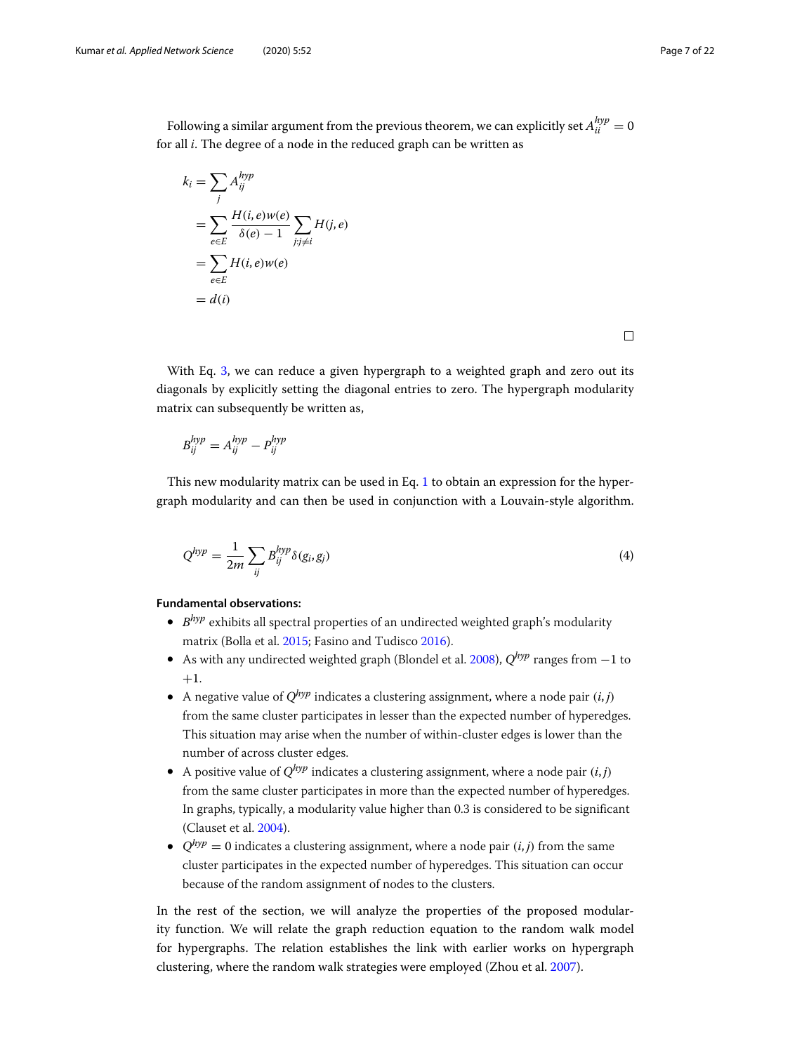Following a similar argument from the previous theorem, we can explicitly set $A_{ii}^{hyp} = 0$ for all $i$. The degree of a node in the reduced graph can be written as

$$
\begin{aligned}
k_i &= \sum_j A_{ij}^{hyp} \\
&= \sum_{e \in E} \frac{H(i,e)w(e)}{\delta(e)-1} \sum_{j: j \neq i} H(j,e) \\
&= \sum_{e \in E} H(i,e)w(e) \\
&= d(i)
\end{aligned}
$$

□

With Eq. 3, we can reduce a given hypergraph to a weighted graph and zero out its diagonals by explicitly setting the diagonal entries to zero. The hypergraph modularity matrix can subsequently be written as,

$$
B_{ij}^{hyp} = A_{ij}^{hyp} - P_{ij}^{hyp}
$$

This new modularity matrix can be used in Eq. 1 to obtain an expression for the hypergraph modularity and can then be used in conjunction with a Louvain-style algorithm.

$$
Q^{hyp} = \frac{1}{2m} \sum_{ij} B_{ij}^{hyp} \delta(g_i, g_j) \tag{4}
$$

**Fundamental observations:**

- $B^{hyp}$ exhibits all spectral properties of an undirected weighted graph's modularity matrix (Bolla et al. 2015; Fasino and Tudisco 2016).
- As with any undirected weighted graph (Blondel et al. 2008), $Q^{hyp}$ ranges from $-1$ to $+1$.
- A negative value of $Q^{hyp}$ indicates a clustering assignment, where a node pair $(i, j)$ from the same cluster participates in lesser than the expected number of hyperedges. This situation may arise when the number of within-cluster edges is lower than the number of across cluster edges.
- A positive value of $Q^{hyp}$ indicates a clustering assignment, where a node pair $(i, j)$ from the same cluster participates in more than the expected number of hyperedges. In graphs, typically, a modularity value higher than 0.3 is considered to be significant (Clauset et al. 2004).
- $Q^{hyp} = 0$ indicates a clustering assignment, where a node pair $(i, j)$ from the same cluster participates in the expected number of hyperedges. This situation can occur because of the random assignment of nodes to the clusters.

In the rest of the section, we will analyze the properties of the proposed modularity function. We will relate the graph reduction equation to the random walk model for hypergraphs. The relation establishes the link with earlier works on hypergraph clustering, where the random walk strategies were employed (Zhou et al. 2007).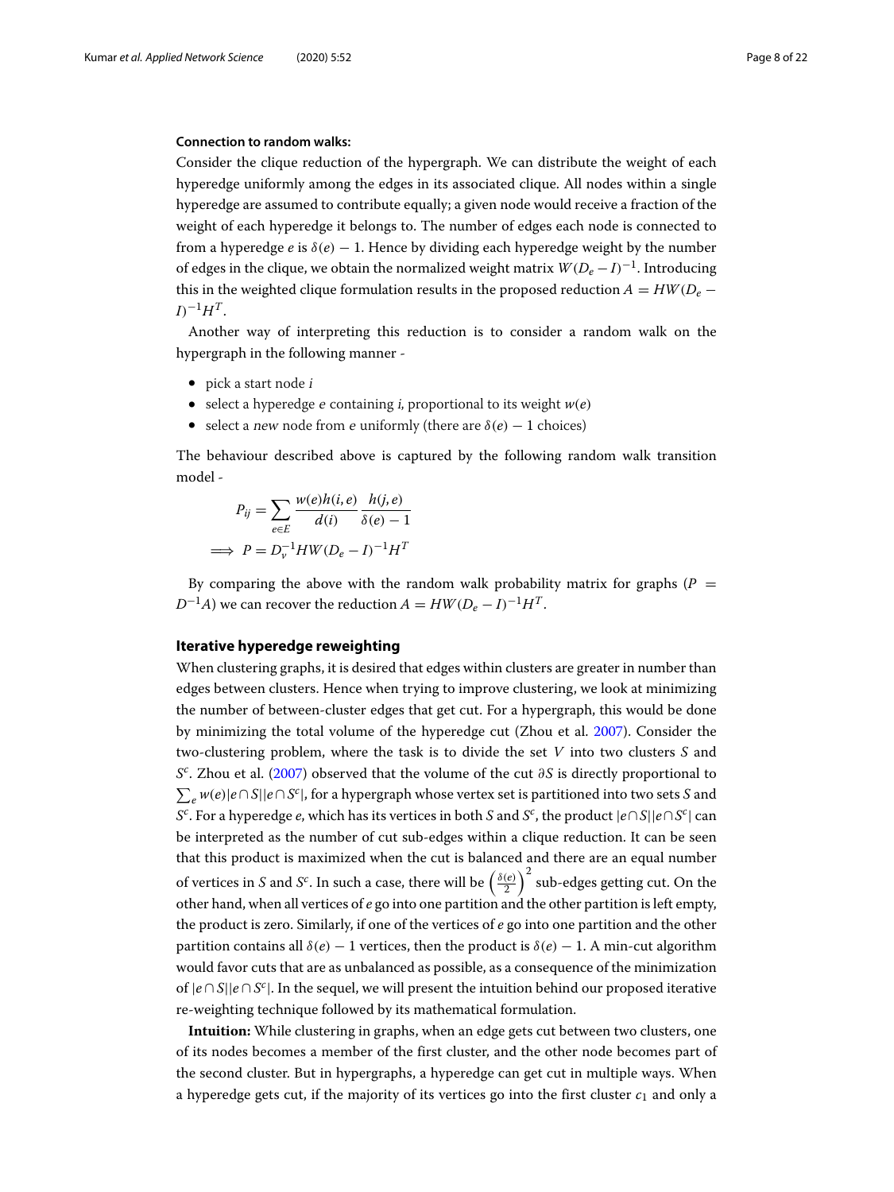**Connection to random walks:**

Consider the clique reduction of the hypergraph. We can distribute the weight of each hyperedge uniformly among the edges in its associated clique. All nodes within a single hyperedge are assumed to contribute equally; a given node would receive a fraction of the weight of each hyperedge it belongs to. The number of edges each node is connected to from a hyperedge $e$ is $\delta(e) - 1$. Hence by dividing each hyperedge weight by the number of edges in the clique, we obtain the normalized weight matrix $W(D_e - I)^{-1}$. Introducing this in the weighted clique formulation results in the proposed reduction $A = HW(D_e - I)^{-1}H^T$.

Another way of interpreting this reduction is to consider a random walk on the hypergraph in the following manner -

- pick a start node $i$
- select a hyperedge $e$ containing $i$, proportional to its weight $w(e)$
- select a *new* node from $e$ uniformly (there are $\delta(e) - 1$ choices)

The behaviour described above is captured by the following random walk transition model -

$$P_{ij} = \sum_{e \in E} \frac{w(e)h(i,e)}{d(i)} \frac{h(j,e)}{\delta(e) - 1}$$

$$\implies P = D_v^{-1}HW(D_e - I)^{-1}H^T$$

By comparing the above with the random walk probability matrix for graphs ($P = D^{-1}A$) we can recover the reduction $A = HW(D_e - I)^{-1}H^T$.

## Iterative hyperedge reweighting

When clustering graphs, it is desired that edges within clusters are greater in number than edges between clusters. Hence when trying to improve clustering, we look at minimizing the number of between-cluster edges that get cut. For a hypergraph, this would be done by minimizing the total volume of the hyperedge cut (Zhou et al. 2007). Consider the two-clustering problem, where the task is to divide the set $V$ into two clusters $S$ and $S^c$. Zhou et al. (2007) observed that the volume of the cut $\partial S$ is directly proportional to $\sum_e w(e)|e \cap S||e \cap S^c|$, for a hypergraph whose vertex set is partitioned into two sets $S$ and $S^c$. For a hyperedge $e$, which has its vertices in both $S$ and $S^c$, the product $|e \cap S||e \cap S^c|$ can be interpreted as the number of cut sub-edges within a clique reduction. It can be seen that this product is maximized when the cut is balanced and there are an equal number of vertices in $S$ and $S^c$. In such a case, there will be $\left(\frac{\delta(e)}{2}\right)^2$ sub-edges getting cut. On the other hand, when all vertices of $e$ go into one partition and the other partition is left empty, the product is zero. Similarly, if one of the vertices of $e$ go into one partition and the other partition contains all $\delta(e) - 1$ vertices, then the product is $\delta(e) - 1$. A min-cut algorithm would favor cuts that are as unbalanced as possible, as a consequence of the minimization of $|e \cap S||e \cap S^c|$. In the sequel, we will present the intuition behind our proposed iterative re-weighting technique followed by its mathematical formulation.

**Intuition:** While clustering in graphs, when an edge gets cut between two clusters, one of its nodes becomes a member of the first cluster, and the other node becomes part of the second cluster. But in hypergraphs, a hyperedge can get cut in multiple ways. When a hyperedge gets cut, if the majority of its vertices go into the first cluster $c_1$ and only a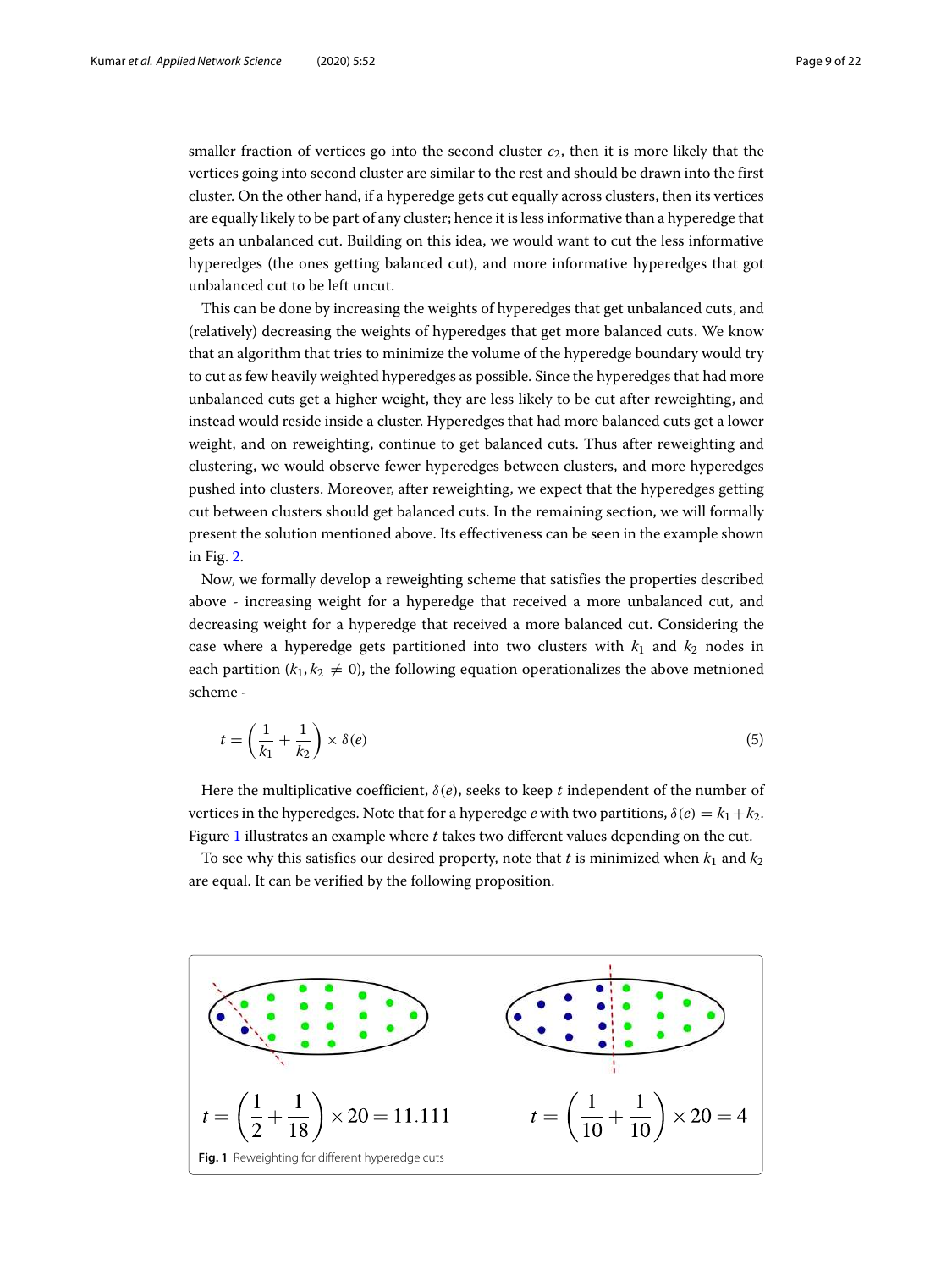smaller fraction of vertices go into the second cluster $c_2$, then it is more likely that the vertices going into second cluster are similar to the rest and should be drawn into the first cluster. On the other hand, if a hyperedge gets cut equally across clusters, then its vertices are equally likely to be part of any cluster; hence it is less informative than a hyperedge that gets an unbalanced cut. Building on this idea, we would want to cut the less informative hyperedges (the ones getting balanced cut), and more informative hyperedges that got unbalanced cut to be left uncut.

This can be done by increasing the weights of hyperedges that get unbalanced cuts, and (relatively) decreasing the weights of hyperedges that get more balanced cuts. We know that an algorithm that tries to minimize the volume of the hyperedge boundary would try to cut as few heavily weighted hyperedges as possible. Since the hyperedges that had more unbalanced cuts get a higher weight, they are less likely to be cut after reweighting, and instead would reside inside a cluster. Hyperedges that had more balanced cuts get a lower weight, and on reweighting, continue to get balanced cuts. Thus after reweighting and clustering, we would observe fewer hyperedges between clusters, and more hyperedges pushed into clusters. Moreover, after reweighting, we expect that the hyperedges getting cut between clusters should get balanced cuts. In the remaining section, we will formally present the solution mentioned above. Its effectiveness can be seen in the example shown in Fig. 2.

Now, we formally develop a reweighting scheme that satisfies the properties described above - increasing weight for a hyperedge that received a more unbalanced cut, and decreasing weight for a hyperedge that received a more balanced cut. Considering the case where a hyperedge gets partitioned into two clusters with $k_1$ and $k_2$ nodes in each partition ($k_1, k_2 \neq 0$), the following equation operationalizes the above metnioned scheme -

$$t = \left(\frac{1}{k_1} + \frac{1}{k_2}\right) \times \delta(e) \tag{5}$$

Here the multiplicative coefficient, $\delta(e)$, seeks to keep $t$ independent of the number of vertices in the hyperedges. Note that for a hyperedge $e$ with two partitions, $\delta(e) = k_1 + k_2$. Figure 1 illustrates an example where $t$ takes two different values depending on the cut.

To see why this satisfies our desired property, note that $t$ is minimized when $k_1$ and $k_2$ are equal. It can be verified by the following proposition.

$$t = \left(\frac{1}{2} + \frac{1}{18}\right) \times 20 = 11.111 \qquad t = \left(\frac{1}{10} + \frac{1}{10}\right) \times 20 = 4$$

**Fig. 1** Reweighting for different hyperedge cuts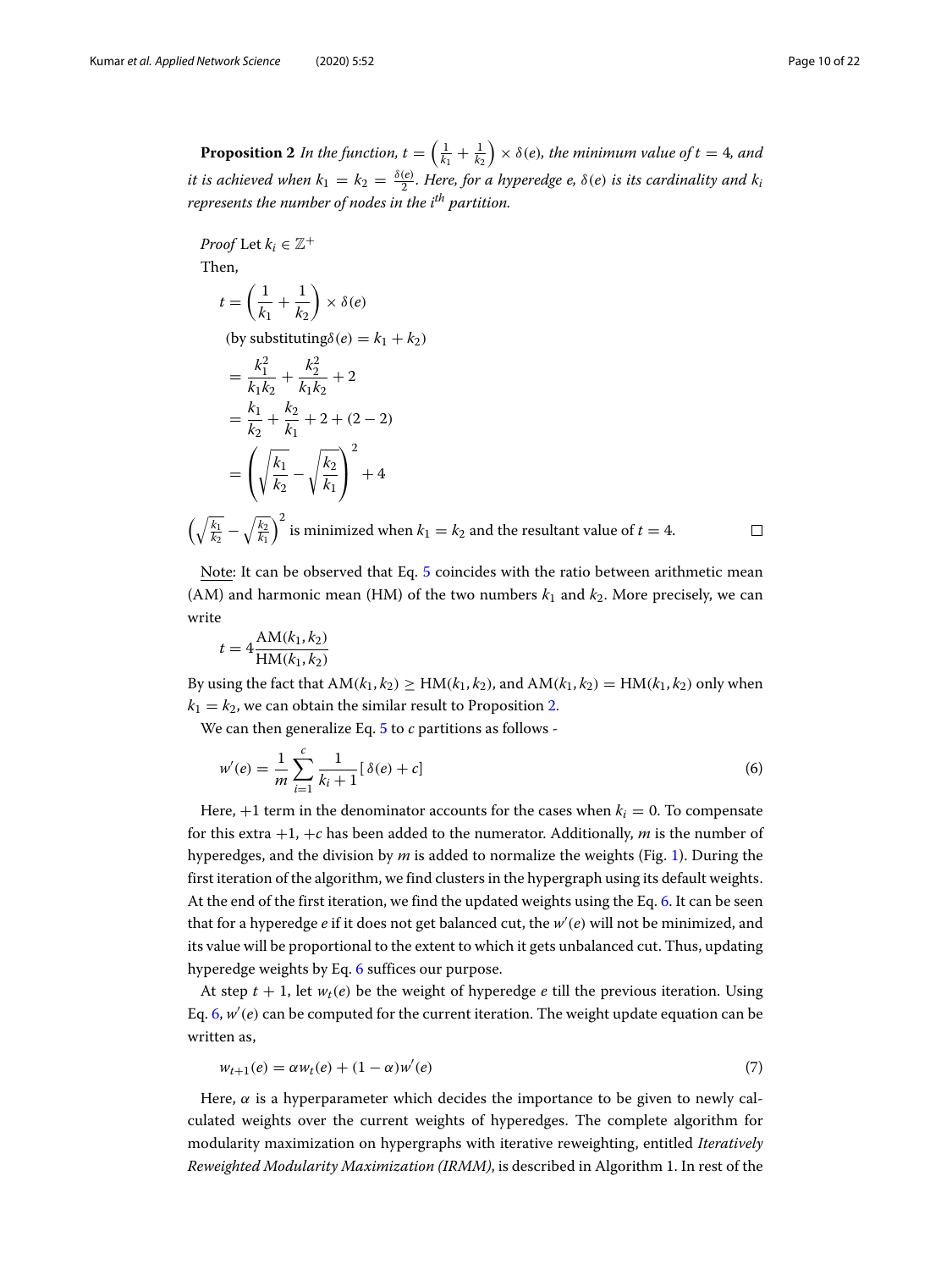**Proposition 2** *In the function,* $t = \left(\frac{1}{k_1} + \frac{1}{k_2}\right) \times \delta(e)$*, the minimum value of* $t = 4$*, and it is achieved when* $k_1 = k_2 = \frac{\delta(e)}{2}$*. Here, for a hyperedge e,* $\delta(e)$ *is its cardinality and* $k_i$ *represents the number of nodes in the* $i^{th}$ *partition.*

*Proof* Let $k_i \in \mathbb{Z}^+$

Then,

$$
\begin{aligned}
t &= \left(\frac{1}{k_1} + \frac{1}{k_2}\right) \times \delta(e) \\
&\quad \text{(by substituting } \delta(e) = k_1 + k_2\text{)} \\
&= \frac{k_1^2}{k_1 k_2} + \frac{k_2^2}{k_1 k_2} + 2 \\
&= \frac{k_1}{k_2} + \frac{k_2}{k_1} + 2 + (2 - 2) \\
&= \left(\sqrt{\frac{k_1}{k_2}} - \sqrt{\frac{k_2}{k_1}}\right)^2 + 4
\end{aligned}
$$

$\left(\sqrt{\frac{k_1}{k_2}} - \sqrt{\frac{k_2}{k_1}}\right)^2$ is minimized when $k_1 = k_2$ and the resultant value of $t = 4$. □

Note: It can be observed that Eq. 5 coincides with the ratio between arithmetic mean (AM) and harmonic mean (HM) of the two numbers $k_1$ and $k_2$. More precisely, we can write

$$
t = 4\frac{\text{AM}(k_1, k_2)}{\text{HM}(k_1, k_2)}
$$

By using the fact that $\text{AM}(k_1, k_2) \geq \text{HM}(k_1, k_2)$, and $\text{AM}(k_1, k_2) = \text{HM}(k_1, k_2)$ only when $k_1 = k_2$, we can obtain the similar result to Proposition 2.

We can then generalize Eq. 5 to $c$ partitions as follows -

$$
w'(e) = \frac{1}{m} \sum_{i=1}^{c} \frac{1}{k_i + 1} [\,\delta(e) + c] \tag{6}
$$

Here, $+1$ term in the denominator accounts for the cases when $k_i = 0$. To compensate for this extra $+1$, $+c$ has been added to the numerator. Additionally, $m$ is the number of hyperedges, and the division by $m$ is added to normalize the weights (Fig. 1). During the first iteration of the algorithm, we find clusters in the hypergraph using its default weights. At the end of the first iteration, we find the updated weights using the Eq. 6. It can be seen that for a hyperedge $e$ if it does not get balanced cut, the $w'(e)$ will not be minimized, and its value will be proportional to the extent to which it gets unbalanced cut. Thus, updating hyperedge weights by Eq. 6 suffices our purpose.

At step $t + 1$, let $w_t(e)$ be the weight of hyperedge $e$ till the previous iteration. Using Eq. 6, $w'(e)$ can be computed for the current iteration. The weight update equation can be written as,

$$
w_{t+1}(e) = \alpha w_t(e) + (1 - \alpha) w'(e) \tag{7}
$$

Here, $\alpha$ is a hyperparameter which decides the importance to be given to newly calculated weights over the current weights of hyperedges. The complete algorithm for modularity maximization on hypergraphs with iterative reweighting, entitled *Iteratively Reweighted Modularity Maximization (IRMM)*, is described in Algorithm 1. In rest of the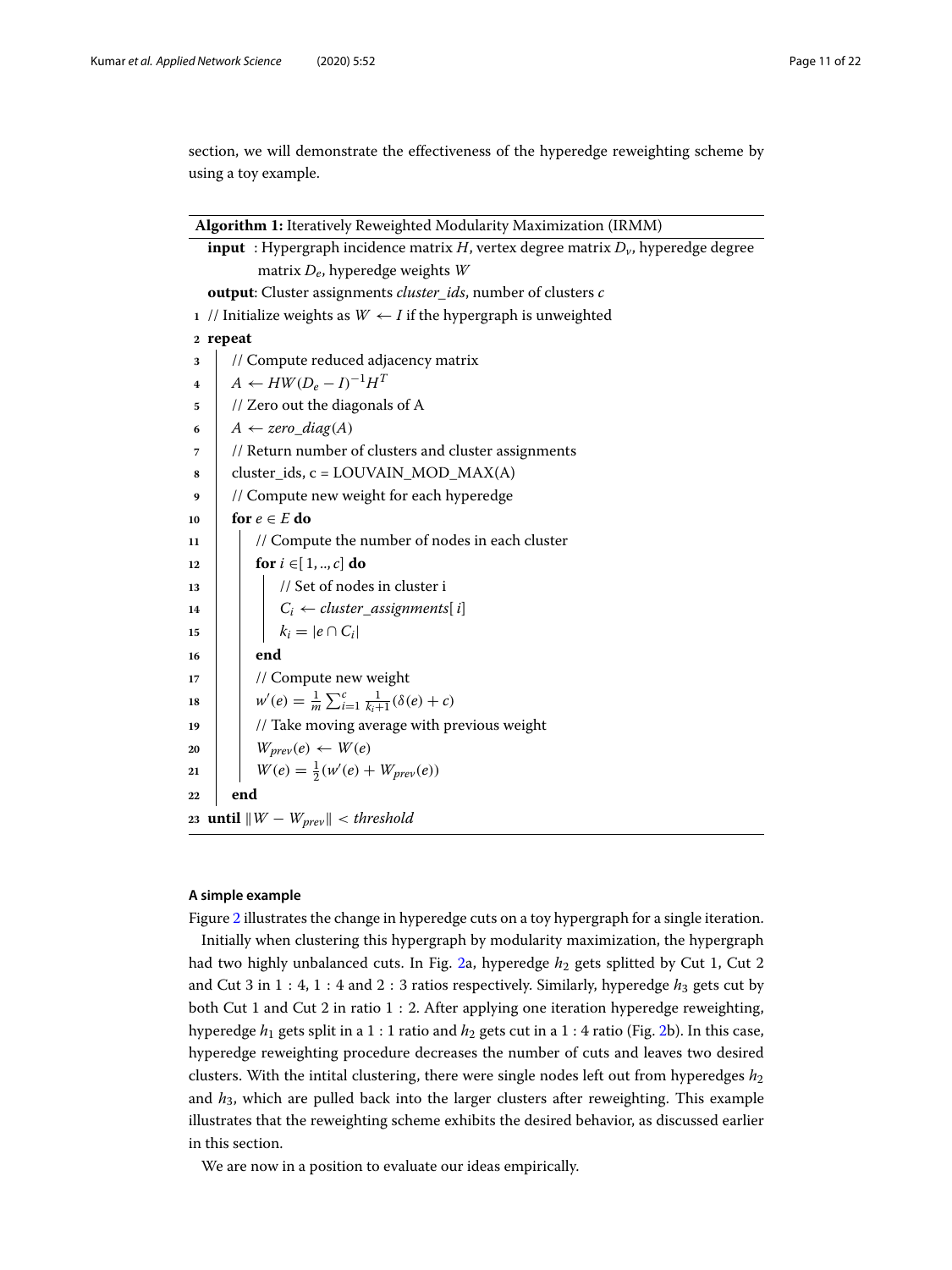section, we will demonstrate the effectiveness of the hyperedge reweighting scheme by using a toy example.

**Algorithm 1:** Iteratively Reweighted Modularity Maximization (IRMM)

```
input : Hypergraph incidence matrix H, vertex degree matrix D_v, hyperedge degree
        matrix D_e, hyperedge weights W
output: Cluster assignments cluster_ids, number of clusters c
1  // Initialize weights as W ← I if the hypergraph is unweighted
2  repeat
3      // Compute reduced adjacency matrix
4      A ← HW(D_e − I)^{-1} H^T
5      // Zero out the diagonals of A
6      A ← zero_diag(A)
7      // Return number of clusters and cluster assignments
8      cluster_ids, c = LOUVAIN_MOD_MAX(A)
9      // Compute new weight for each hyperedge
10     for e ∈ E do
11         // Compute the number of nodes in each cluster
12         for i ∈ [1, .., c] do
13             // Set of nodes in cluster i
14             C_i ← cluster_assignments[i]
15             k_i = |e ∩ C_i|
16         end
17         // Compute new weight
18         w'(e) = (1/m) Σ_{i=1}^{c} 1/(k_i + 1) (δ(e) + c)
19         // Take moving average with previous weight
20         W_prev(e) ← W(e)
21         W(e) = (1/2)(w'(e) + W_prev(e))
22     end
23 until ‖W − W_prev‖ < threshold
```

#### A simple example

Figure 2 illustrates the change in hyperedge cuts on a toy hypergraph for a single iteration.

Initially when clustering this hypergraph by modularity maximization, the hypergraph had two highly unbalanced cuts. In Fig. 2a, hyperedge $h_2$ gets splitted by Cut 1, Cut 2 and Cut 3 in $1:4$, $1:4$ and $2:3$ ratios respectively. Similarly, hyperedge $h_3$ gets cut by both Cut 1 and Cut 2 in ratio $1:2$. After applying one iteration hyperedge reweighting, hyperedge $h_1$ gets split in a $1:1$ ratio and $h_2$ gets cut in a $1:4$ ratio (Fig. 2b). In this case, hyperedge reweighting procedure decreases the number of cuts and leaves two desired clusters. With the intital clustering, there were single nodes left out from hyperedges $h_2$ and $h_3$, which are pulled back into the larger clusters after reweighting. This example illustrates that the reweighting scheme exhibits the desired behavior, as discussed earlier in this section.

We are now in a position to evaluate our ideas empirically.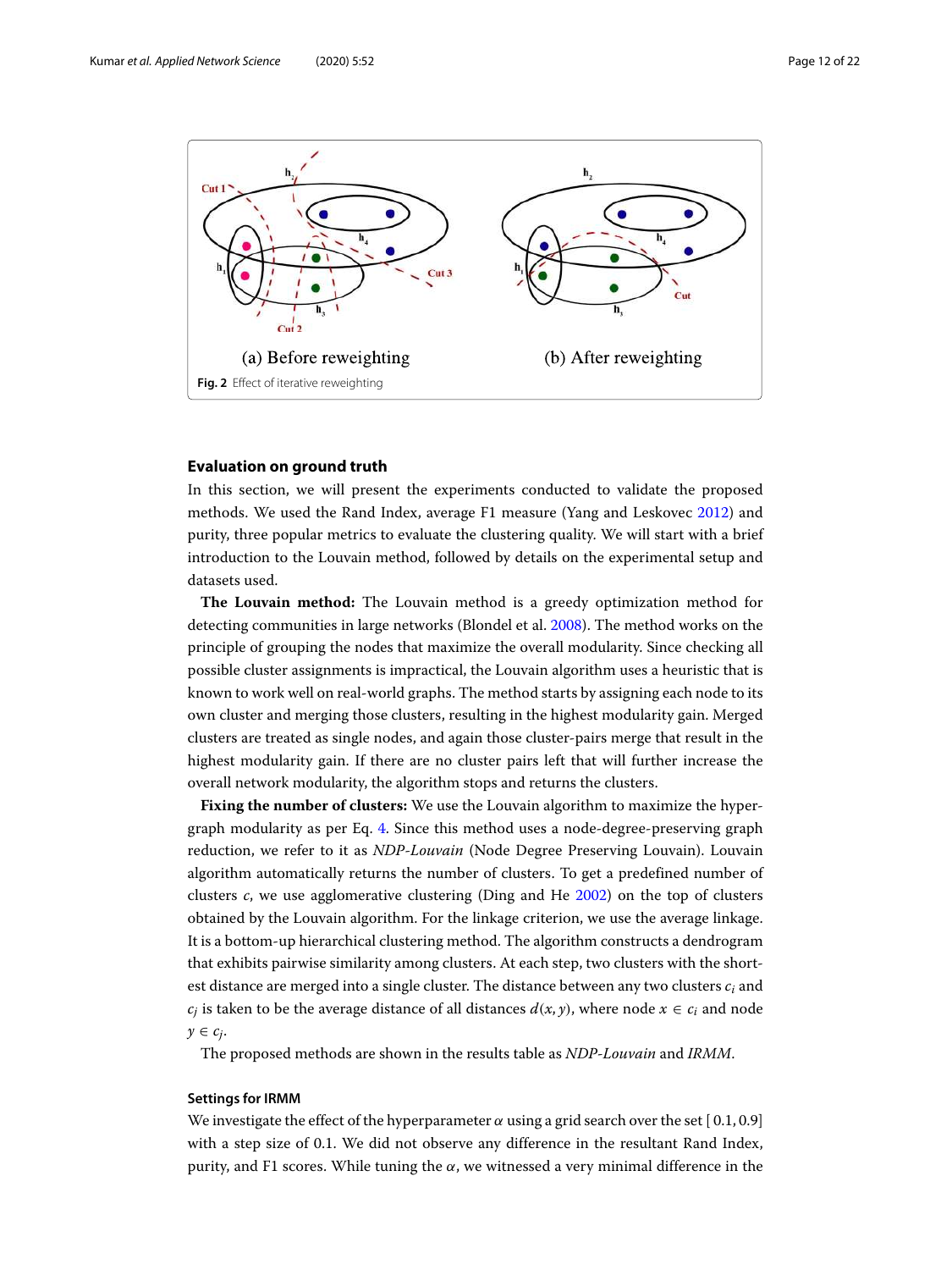Fig. 2 Effect of iterative reweighting

## Evaluation on ground truth

In this section, we will present the experiments conducted to validate the proposed methods. We used the Rand Index, average F1 measure (Yang and Leskovec 2012) and purity, three popular metrics to evaluate the clustering quality. We will start with a brief introduction to the Louvain method, followed by details on the experimental setup and datasets used.

**The Louvain method:** The Louvain method is a greedy optimization method for detecting communities in large networks (Blondel et al. 2008). The method works on the principle of grouping the nodes that maximize the overall modularity. Since checking all possible cluster assignments is impractical, the Louvain algorithm uses a heuristic that is known to work well on real-world graphs. The method starts by assigning each node to its own cluster and merging those clusters, resulting in the highest modularity gain. Merged clusters are treated as single nodes, and again those cluster-pairs merge that result in the highest modularity gain. If there are no cluster pairs left that will further increase the overall network modularity, the algorithm stops and returns the clusters.

**Fixing the number of clusters:** We use the Louvain algorithm to maximize the hypergraph modularity as per Eq. 4. Since this method uses a node-degree-preserving graph reduction, we refer to it as *NDP-Louvain* (Node Degree Preserving Louvain). Louvain algorithm automatically returns the number of clusters. To get a predefined number of clusters $c$, we use agglomerative clustering (Ding and He 2002) on the top of clusters obtained by the Louvain algorithm. For the linkage criterion, we use the average linkage. It is a bottom-up hierarchical clustering method. The algorithm constructs a dendrogram that exhibits pairwise similarity among clusters. At each step, two clusters with the shortest distance are merged into a single cluster. The distance between any two clusters $c_i$ and $c_j$ is taken to be the average distance of all distances $d(x, y)$, where node $x \in c_i$ and node $y \in c_j$.

The proposed methods are shown in the results table as *NDP-Louvain* and *IRMM*.

### Settings for IRMM

We investigate the effect of the hyperparameter $\alpha$ using a grid search over the set [ 0.1, 0.9] with a step size of 0.1. We did not observe any difference in the resultant Rand Index, purity, and F1 scores. While tuning the $\alpha$, we witnessed a very minimal difference in the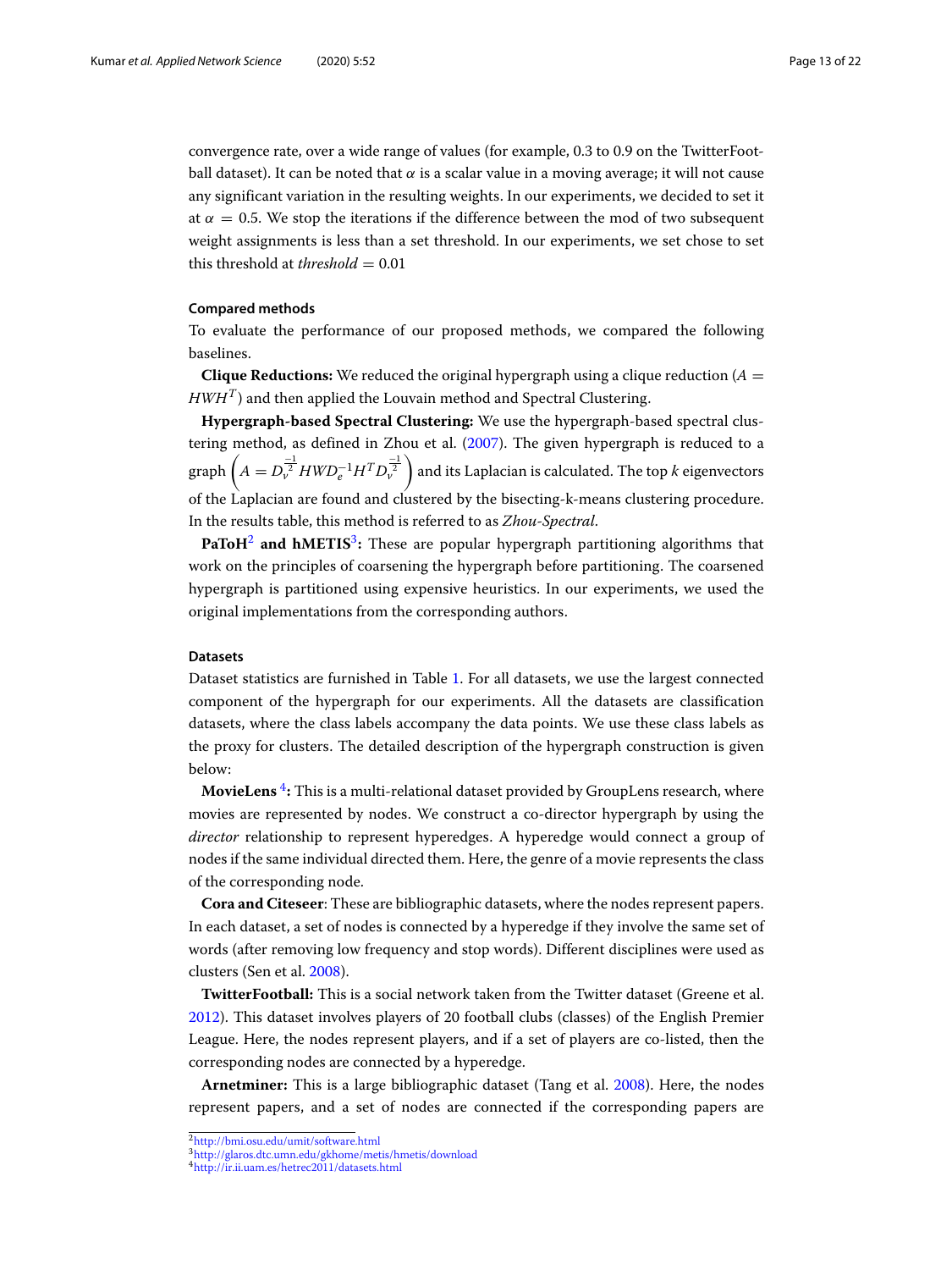convergence rate, over a wide range of values (for example, 0.3 to 0.9 on the TwitterFootball dataset). It can be noted that $\alpha$ is a scalar value in a moving average; it will not cause any significant variation in the resulting weights. In our experiments, we decided to set it at $\alpha = 0.5$. We stop the iterations if the difference between the mod of two subsequent weight assignments is less than a set threshold. In our experiments, we set chose to set this threshold at $threshold = 0.01$

#### Compared methods

To evaluate the performance of our proposed methods, we compared the following baselines.

**Clique Reductions:** We reduced the original hypergraph using a clique reduction ($A = HWH^T$) and then applied the Louvain method and Spectral Clustering.

**Hypergraph-based Spectral Clustering:** We use the hypergraph-based spectral clustering method, as defined in Zhou et al. (2007). The given hypergraph is reduced to a graph $\left(A = D_v^{\frac{-1}{2}} HWD_e^{-1}H^T D_v^{\frac{-1}{2}}\right)$ and its Laplacian is calculated. The top $k$ eigenvectors of the Laplacian are found and clustered by the bisecting-k-means clustering procedure. In the results table, this method is referred to as *Zhou-Spectral*.

**PaToH[2] and hMETIS[3]:** These are popular hypergraph partitioning algorithms that work on the principles of coarsening the hypergraph before partitioning. The coarsened hypergraph is partitioned using expensive heuristics. In our experiments, we used the original implementations from the corresponding authors.

#### Datasets

Dataset statistics are furnished in Table 1. For all datasets, we use the largest connected component of the hypergraph for our experiments. All the datasets are classification datasets, where the class labels accompany the data points. We use these class labels as the proxy for clusters. The detailed description of the hypergraph construction is given below:

**MovieLens [4]:** This is a multi-relational dataset provided by GroupLens research, where movies are represented by nodes. We construct a co-director hypergraph by using the *director* relationship to represent hyperedges. A hyperedge would connect a group of nodes if the same individual directed them. Here, the genre of a movie represents the class of the corresponding node.

**Cora and Citeseer**: These are bibliographic datasets, where the nodes represent papers. In each dataset, a set of nodes is connected by a hyperedge if they involve the same set of words (after removing low frequency and stop words). Different disciplines were used as clusters (Sen et al. 2008).

**TwitterFootball:** This is a social network taken from the Twitter dataset (Greene et al. 2012). This dataset involves players of 20 football clubs (classes) of the English Premier League. Here, the nodes represent players, and if a set of players are co-listed, then the corresponding nodes are connected by a hyperedge.

**Arnetminer:** This is a large bibliographic dataset (Tang et al. 2008). Here, the nodes represent papers, and a set of nodes are connected if the corresponding papers are

[2] http://bmi.osu.edu/umit/software.html
[3] http://glaros.dtc.umn.edu/gkhome/metis/hmetis/download
[4] http://ir.ii.uam.es/hetrec2011/datasets.html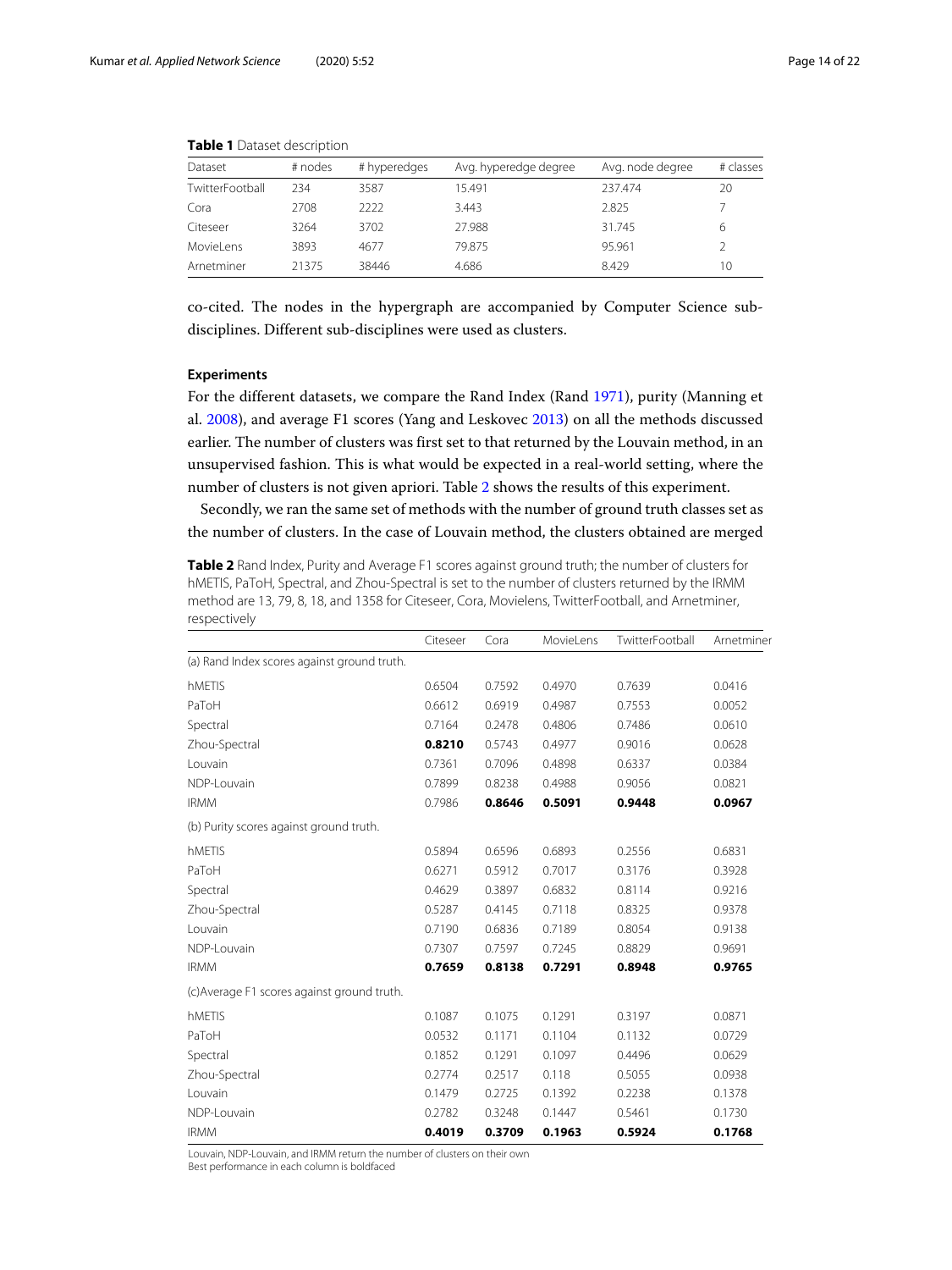**Table 1** Dataset description

| Dataset | # nodes | # hyperedges | Avg. hyperedge degree | Avg. node degree | # classes |
|---|---|---|---|---|---|
| TwitterFootball | 234 | 3587 | 15.491 | 237.474 | 20 |
| Cora | 2708 | 2222 | 3.443 | 2.825 | 7 |
| Citeseer | 3264 | 3702 | 27.988 | 31.745 | 6 |
| MovieLens | 3893 | 4677 | 79.875 | 95.961 | 2 |
| Arnetminer | 21375 | 38446 | 4.686 | 8.429 | 10 |

co-cited. The nodes in the hypergraph are accompanied by Computer Science sub-disciplines. Different sub-disciplines were used as clusters.

### Experiments

For the different datasets, we compare the Rand Index (Rand 1971), purity (Manning et al. 2008), and average F1 scores (Yang and Leskovec 2013) on all the methods discussed earlier. The number of clusters was first set to that returned by the Louvain method, in an unsupervised fashion. This is what would be expected in a real-world setting, where the number of clusters is not given apriori. Table 2 shows the results of this experiment.

Secondly, we ran the same set of methods with the number of ground truth classes set as the number of clusters. In the case of Louvain method, the clusters obtained are merged

**Table 2** Rand Index, Purity and Average F1 scores against ground truth; the number of clusters for hMETIS, PaToH, Spectral, and Zhou-Spectral is set to the number of clusters returned by the IRMM method are 13, 79, 8, 18, and 1358 for Citeseer, Cora, Movielens, TwitterFootball, and Arnetminer, respectively

| | Citeseer | Cora | MovieLens | TwitterFootball | Arnetminer |
|---|---|---|---|---|---|
| (a) Rand Index scores against ground truth. | | | | | |
| hMETIS | 0.6504 | 0.7592 | 0.4970 | 0.7639 | 0.0416 |
| PaToH | 0.6612 | 0.6919 | 0.4987 | 0.7553 | 0.0052 |
| Spectral | 0.7164 | 0.2478 | 0.4806 | 0.7486 | 0.0610 |
| Zhou-Spectral | **0.8210** | 0.5743 | 0.4977 | 0.9016 | 0.0628 |
| Louvain | 0.7361 | 0.7096 | 0.4898 | 0.6337 | 0.0384 |
| NDP-Louvain | 0.7899 | 0.8238 | 0.4988 | 0.9056 | 0.0821 |
| IRMM | 0.7986 | **0.8646** | **0.5091** | **0.9448** | **0.0967** |
| (b) Purity scores against ground truth. | | | | | |
| hMETIS | 0.5894 | 0.6596 | 0.6893 | 0.2556 | 0.6831 |
| PaToH | 0.6271 | 0.5912 | 0.7017 | 0.3176 | 0.3928 |
| Spectral | 0.4629 | 0.3897 | 0.6832 | 0.8114 | 0.9216 |
| Zhou-Spectral | 0.5287 | 0.4145 | 0.7118 | 0.8325 | 0.9378 |
| Louvain | 0.7190 | 0.6836 | 0.7189 | 0.8054 | 0.9138 |
| NDP-Louvain | 0.7307 | 0.7597 | 0.7245 | 0.8829 | 0.9691 |
| IRMM | **0.7659** | **0.8138** | **0.7291** | **0.8948** | **0.9765** |
| (c)Average F1 scores against ground truth. | | | | | |
| hMETIS | 0.1087 | 0.1075 | 0.1291 | 0.3197 | 0.0871 |
| PaToH | 0.0532 | 0.1171 | 0.1104 | 0.1132 | 0.0729 |
| Spectral | 0.1852 | 0.1291 | 0.1097 | 0.4496 | 0.0629 |
| Zhou-Spectral | 0.2774 | 0.2517 | 0.118 | 0.5055 | 0.0938 |
| Louvain | 0.1479 | 0.2725 | 0.1392 | 0.2238 | 0.1378 |
| NDP-Louvain | 0.2782 | 0.3248 | 0.1447 | 0.5461 | 0.1730 |
| IRMM | **0.4019** | **0.3709** | **0.1963** | **0.5924** | **0.1768** |

Louvain, NDP-Louvain, and IRMM return the number of clusters on their own
Best performance in each column is boldfaced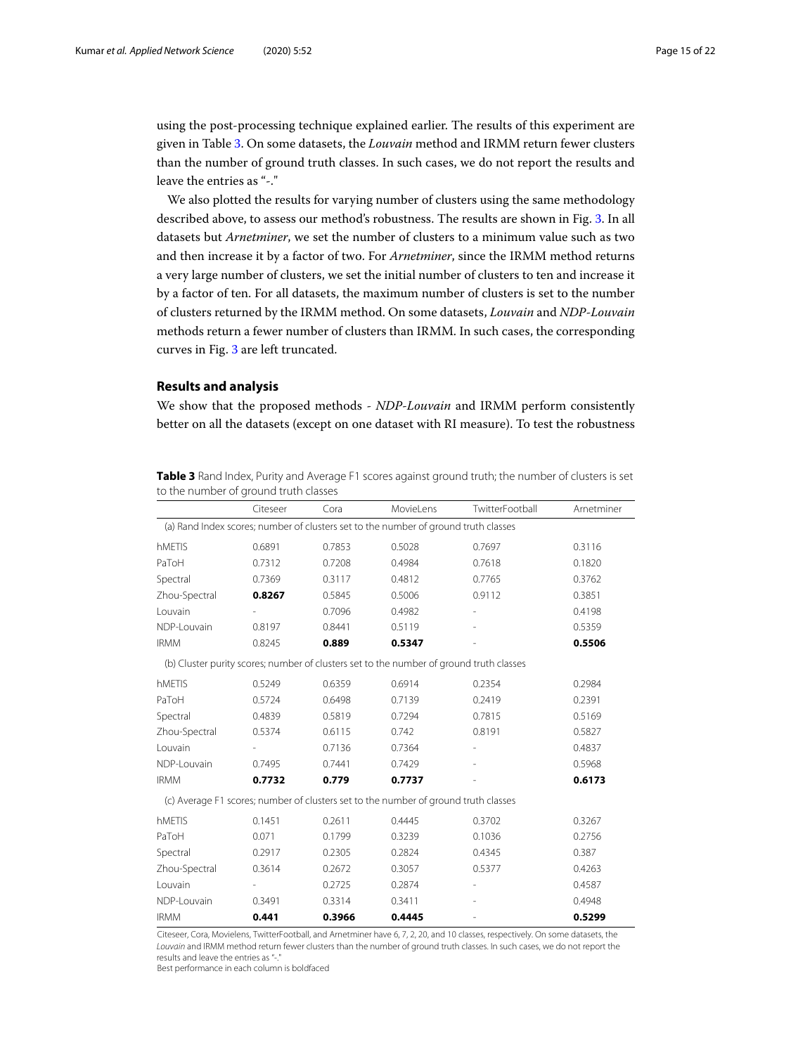using the post-processing technique explained earlier. The results of this experiment are given in Table 3. On some datasets, the *Louvain* method and IRMM return fewer clusters than the number of ground truth classes. In such cases, we do not report the results and leave the entries as "-."

We also plotted the results for varying number of clusters using the same methodology described above, to assess our method's robustness. The results are shown in Fig. 3. In all datasets but *Arnetminer*, we set the number of clusters to a minimum value such as two and then increase it by a factor of two. For *Arnetminer*, since the IRMM method returns a very large number of clusters, we set the initial number of clusters to ten and increase it by a factor of ten. For all datasets, the maximum number of clusters is set to the number of clusters returned by the IRMM method. On some datasets, *Louvain* and *NDP-Louvain* methods return a fewer number of clusters than IRMM. In such cases, the corresponding curves in Fig. 3 are left truncated.

## Results and analysis

We show that the proposed methods - *NDP-Louvain* and IRMM perform consistently better on all the datasets (except on one dataset with RI measure). To test the robustness

**Table 3** Rand Index, Purity and Average F1 scores against ground truth; the number of clusters is set to the number of ground truth classes

| | Citeseer | Cora | MovieLens | TwitterFootball | Arnetminer |
|---|---|---|---|---|---|
| (a) Rand Index scores; number of clusters set to the number of ground truth classes | | | | | |
| hMETIS | 0.6891 | 0.7853 | 0.5028 | 0.7697 | 0.3116 |
| PaToH | 0.7312 | 0.7208 | 0.4984 | 0.7618 | 0.1820 |
| Spectral | 0.7369 | 0.3117 | 0.4812 | 0.7765 | 0.3762 |
| Zhou-Spectral | **0.8267** | 0.5845 | 0.5006 | 0.9112 | 0.3851 |
| Louvain | - | 0.7096 | 0.4982 | - | 0.4198 |
| NDP-Louvain | 0.8197 | 0.8441 | 0.5119 | - | 0.5359 |
| IRMM | 0.8245 | **0.889** | **0.5347** | - | **0.5506** |
| (b) Cluster purity scores; number of clusters set to the number of ground truth classes | | | | | |
| hMETIS | 0.5249 | 0.6359 | 0.6914 | 0.2354 | 0.2984 |
| PaToH | 0.5724 | 0.6498 | 0.7139 | 0.2419 | 0.2391 |
| Spectral | 0.4839 | 0.5819 | 0.7294 | 0.7815 | 0.5169 |
| Zhou-Spectral | 0.5374 | 0.6115 | 0.742 | 0.8191 | 0.5827 |
| Louvain | - | 0.7136 | 0.7364 | - | 0.4837 |
| NDP-Louvain | 0.7495 | 0.7441 | 0.7429 | - | 0.5968 |
| IRMM | **0.7732** | **0.779** | **0.7737** | - | **0.6173** |
| (c) Average F1 scores; number of clusters set to the number of ground truth classes | | | | | |
| hMETIS | 0.1451 | 0.2611 | 0.4445 | 0.3702 | 0.3267 |
| PaToH | 0.071 | 0.1799 | 0.3239 | 0.1036 | 0.2756 |
| Spectral | 0.2917 | 0.2305 | 0.2824 | 0.4345 | 0.387 |
| Zhou-Spectral | 0.3614 | 0.2672 | 0.3057 | 0.5377 | 0.4263 |
| Louvain | - | 0.2725 | 0.2874 | - | 0.4587 |
| NDP-Louvain | 0.3491 | 0.3314 | 0.3411 | - | 0.4948 |
| IRMM | **0.441** | **0.3966** | **0.4445** | - | **0.5299** |

Citeseer, Cora, Movielens, TwitterFootball, and Arnetminer have 6, 7, 2, 20, and 10 classes, respectively. On some datasets, the *Louvain* and IRMM method return fewer clusters than the number of ground truth classes. In such cases, we do not report the results and leave the entries as "-."

Best performance in each column is boldfaced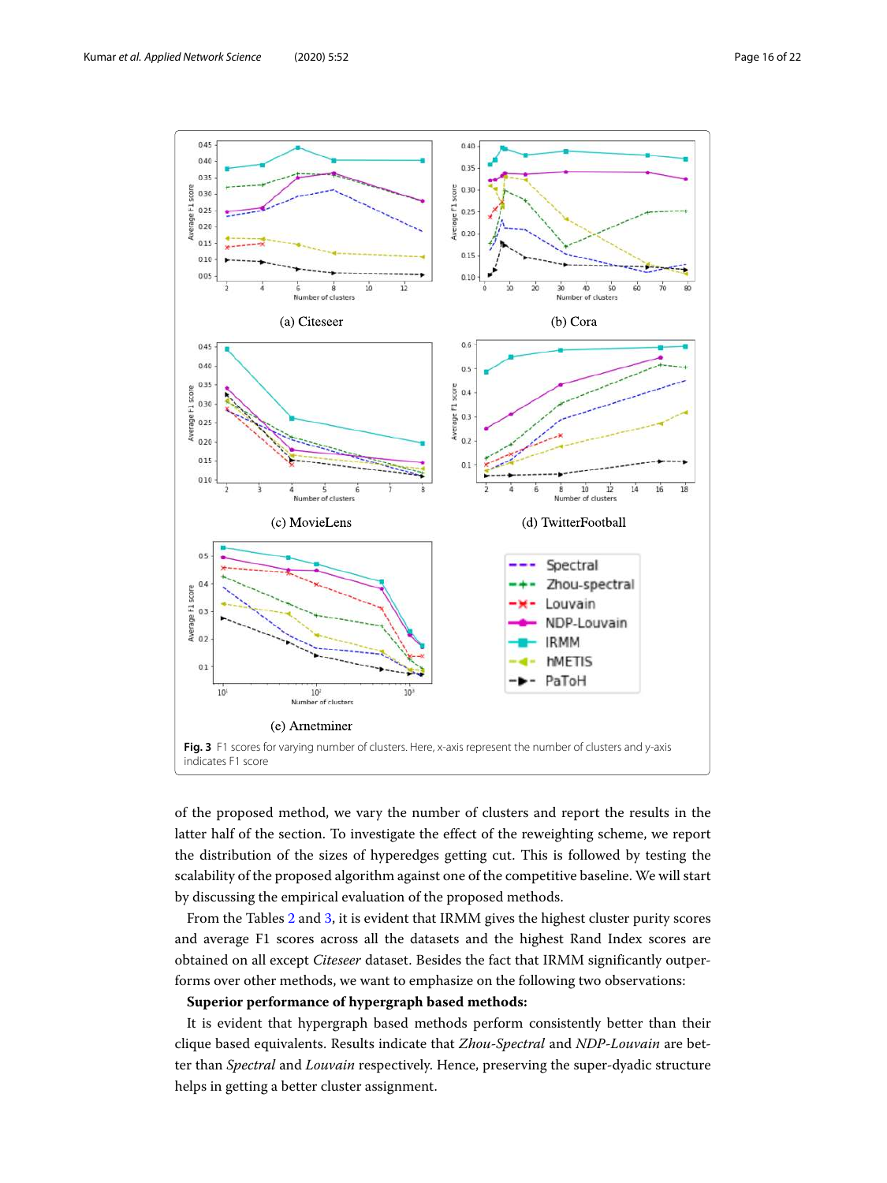(a) Citeseer

(b) Cora

(c) MovieLens

(d) TwitterFootball

(e) Arnetminer

**Fig. 3** F1 scores for varying number of clusters. Here, x-axis represent the number of clusters and y-axis indicates F1 score

of the proposed method, we vary the number of clusters and report the results in the latter half of the section. To investigate the effect of the reweighting scheme, we report the distribution of the sizes of hyperedges getting cut. This is followed by testing the scalability of the proposed algorithm against one of the competitive baseline. We will start by discussing the empirical evaluation of the proposed methods.

From the Tables 2 and 3, it is evident that IRMM gives the highest cluster purity scores and average F1 scores across all the datasets and the highest Rand Index scores are obtained on all except *Citeseer* dataset. Besides the fact that IRMM significantly outperforms over other methods, we want to emphasize on the following two observations:

**Superior performance of hypergraph based methods:**

It is evident that hypergraph based methods perform consistently better than their clique based equivalents. Results indicate that *Zhou-Spectral* and *NDP-Louvain* are better than *Spectral* and *Louvain* respectively. Hence, preserving the super-dyadic structure helps in getting a better cluster assignment.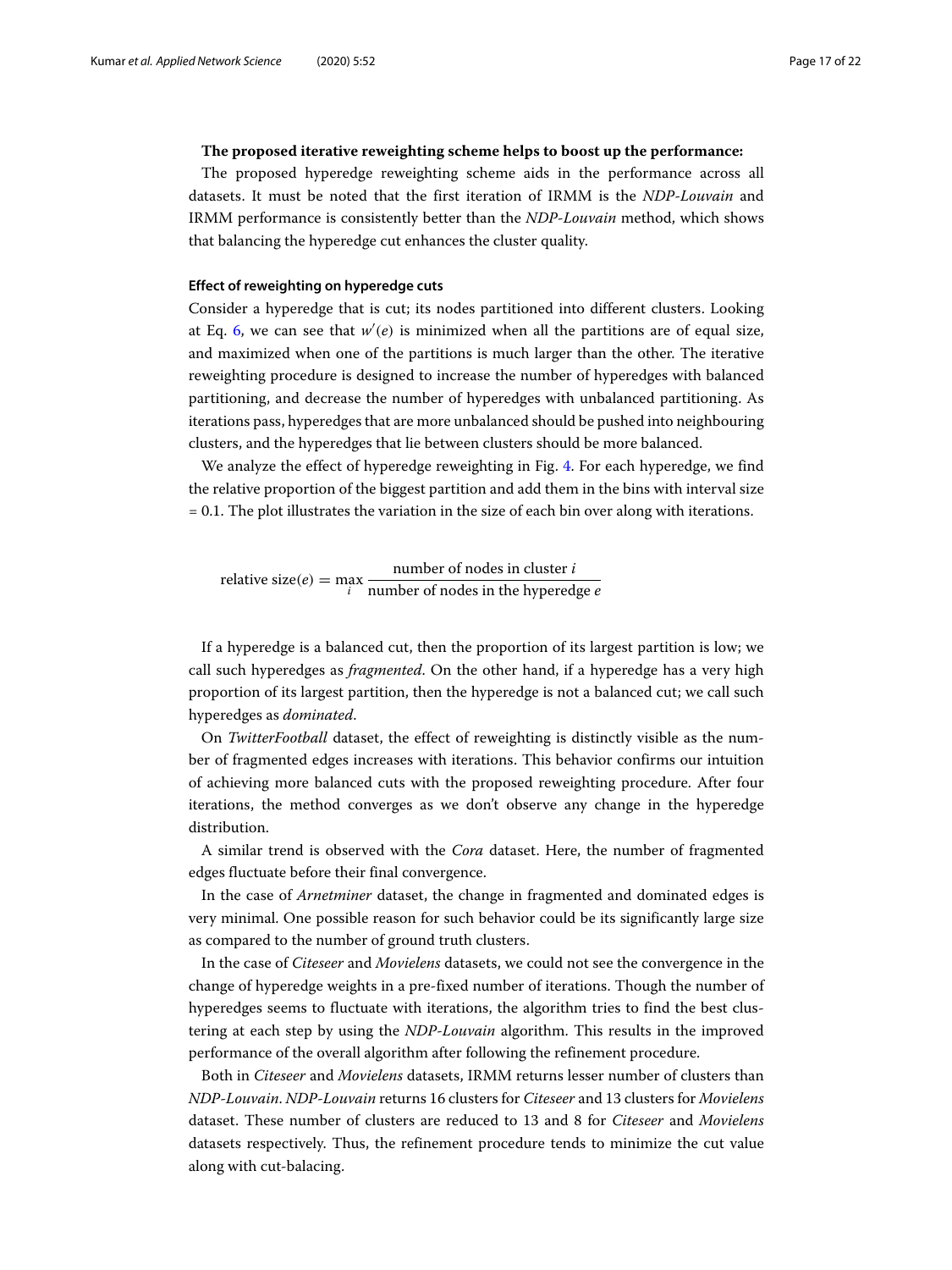**The proposed iterative reweighting scheme helps to boost up the performance:**

The proposed hyperedge reweighting scheme aids in the performance across all datasets. It must be noted that the first iteration of IRMM is the *NDP-Louvain* and IRMM performance is consistently better than the *NDP-Louvain* method, which shows that balancing the hyperedge cut enhances the cluster quality.

### Effect of reweighting on hyperedge cuts

Consider a hyperedge that is cut; its nodes partitioned into different clusters. Looking at Eq. 6, we can see that $w'(e)$ is minimized when all the partitions are of equal size, and maximized when one of the partitions is much larger than the other. The iterative reweighting procedure is designed to increase the number of hyperedges with balanced partitioning, and decrease the number of hyperedges with unbalanced partitioning. As iterations pass, hyperedges that are more unbalanced should be pushed into neighbouring clusters, and the hyperedges that lie between clusters should be more balanced.

We analyze the effect of hyperedge reweighting in Fig. 4. For each hyperedge, we find the relative proportion of the biggest partition and add them in the bins with interval size = 0.1. The plot illustrates the variation in the size of each bin over along with iterations.

$$\text{relative size}(e) = \max_{i} \frac{\text{number of nodes in cluster } i}{\text{number of nodes in the hyperedge } e}$$

If a hyperedge is a balanced cut, then the proportion of its largest partition is low; we call such hyperedges as *fragmented*. On the other hand, if a hyperedge has a very high proportion of its largest partition, then the hyperedge is not a balanced cut; we call such hyperedges as *dominated*.

On *TwitterFootball* dataset, the effect of reweighting is distinctly visible as the number of fragmented edges increases with iterations. This behavior confirms our intuition of achieving more balanced cuts with the proposed reweighting procedure. After four iterations, the method converges as we don't observe any change in the hyperedge distribution.

A similar trend is observed with the *Cora* dataset. Here, the number of fragmented edges fluctuate before their final convergence.

In the case of *Arnetminer* dataset, the change in fragmented and dominated edges is very minimal. One possible reason for such behavior could be its significantly large size as compared to the number of ground truth clusters.

In the case of *Citeseer* and *Movielens* datasets, we could not see the convergence in the change of hyperedge weights in a pre-fixed number of iterations. Though the number of hyperedges seems to fluctuate with iterations, the algorithm tries to find the best clustering at each step by using the *NDP-Louvain* algorithm. This results in the improved performance of the overall algorithm after following the refinement procedure.

Both in *Citeseer* and *Movielens* datasets, IRMM returns lesser number of clusters than *NDP-Louvain*. *NDP-Louvain* returns 16 clusters for *Citeseer* and 13 clusters for *Movielens* dataset. These number of clusters are reduced to 13 and 8 for *Citeseer* and *Movielens* datasets respectively. Thus, the refinement procedure tends to minimize the cut value along with cut-balacing.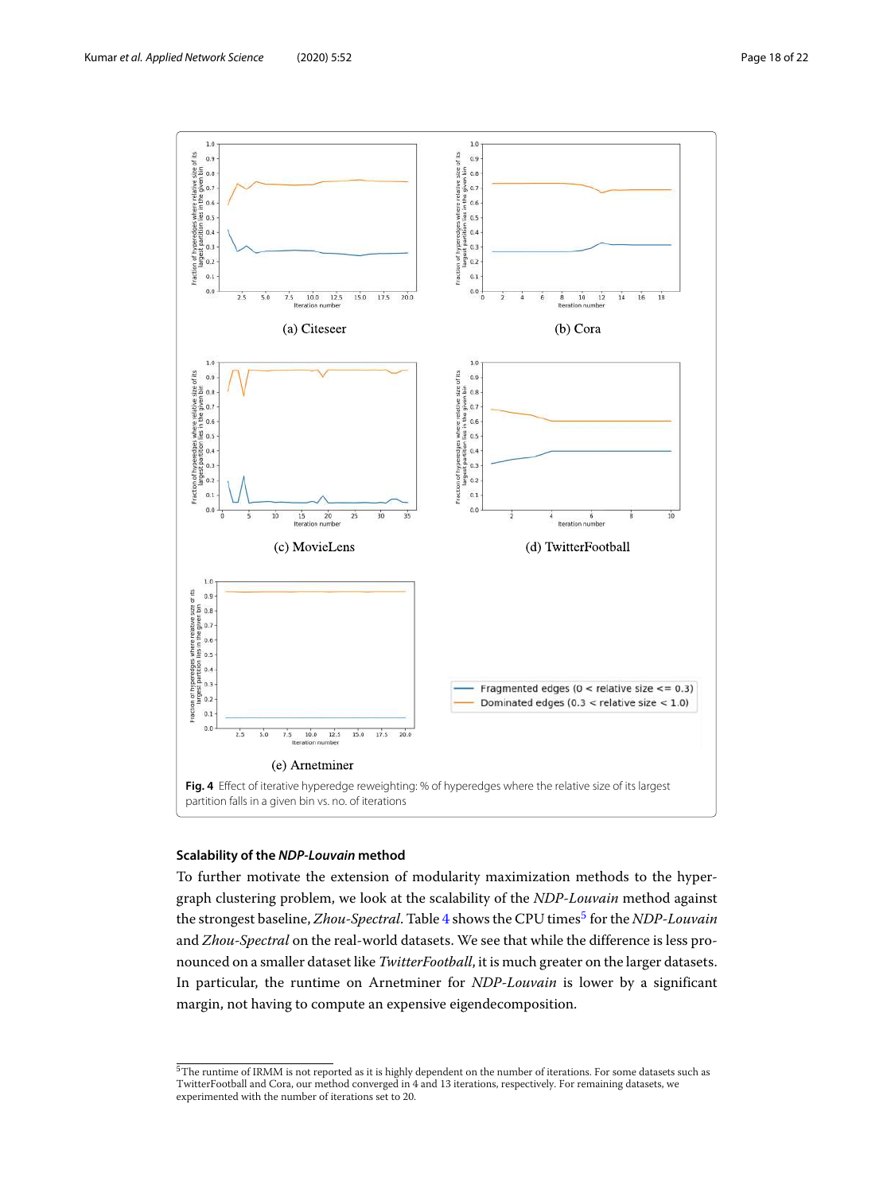Fig. 4 Effect of iterative hyperedge reweighting: % of hyperedges where the relative size of its largest partition falls in a given bin vs. no. of iterations

### Scalability of the *NDP-Louvain* method

To further motivate the extension of modularity maximization methods to the hypergraph clustering problem, we look at the scalability of the *NDP-Louvain* method against the strongest baseline, *Zhou-Spectral*. Table 4 shows the CPU times[5] for the *NDP-Louvain* and *Zhou-Spectral* on the real-world datasets. We see that while the difference is less pronounced on a smaller dataset like *TwitterFootball*, it is much greater on the larger datasets. In particular, the runtime on Arnetminer for *NDP-Louvain* is lower by a significant margin, not having to compute an expensive eigendecomposition.

[5] The runtime of IRMM is not reported as it is highly dependent on the number of iterations. For some datasets such as TwitterFootball and Cora, our method converged in 4 and 13 iterations, respectively. For remaining datasets, we experimented with the number of iterations set to 20.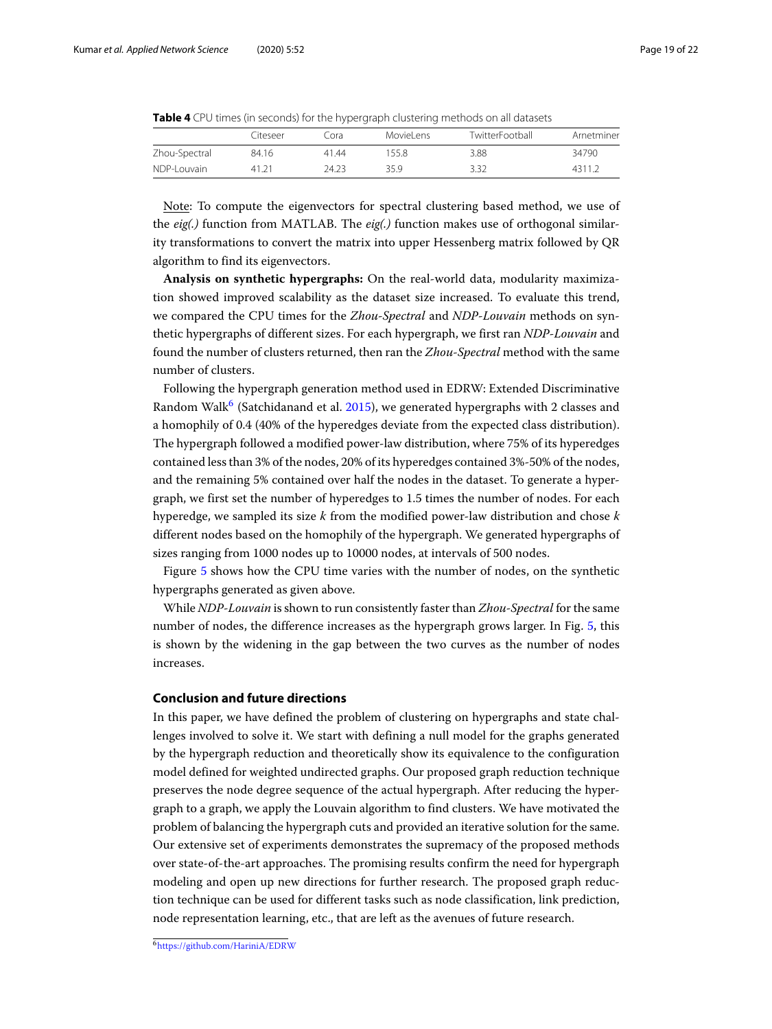**Table 4** CPU times (in seconds) for the hypergraph clustering methods on all datasets

| | Citeseer | Cora | MovieLens | TwitterFootball | Arnetminer |
|---|---|---|---|---|---|
| Zhou-Spectral | 84.16 | 41.44 | 155.8 | 3.88 | 34790 |
| NDP-Louvain | 41.21 | 24.23 | 35.9 | 3.32 | 4311.2 |

Note: To compute the eigenvectors for spectral clustering based method, we use of the *eig(.)* function from MATLAB. The *eig(.)* function makes use of orthogonal similarity transformations to convert the matrix into upper Hessenberg matrix followed by QR algorithm to find its eigenvectors.

**Analysis on synthetic hypergraphs:** On the real-world data, modularity maximization showed improved scalability as the dataset size increased. To evaluate this trend, we compared the CPU times for the *Zhou-Spectral* and *NDP-Louvain* methods on synthetic hypergraphs of different sizes. For each hypergraph, we first ran *NDP-Louvain* and found the number of clusters returned, then ran the *Zhou-Spectral* method with the same number of clusters.

Following the hypergraph generation method used in EDRW: Extended Discriminative Random Walk[6] (Satchidanand et al. 2015), we generated hypergraphs with 2 classes and a homophily of 0.4 (40% of the hyperedges deviate from the expected class distribution). The hypergraph followed a modified power-law distribution, where 75% of its hyperedges contained less than 3% of the nodes, 20% of its hyperedges contained 3%-50% of the nodes, and the remaining 5% contained over half the nodes in the dataset. To generate a hypergraph, we first set the number of hyperedges to 1.5 times the number of nodes. For each hyperedge, we sampled its size $k$ from the modified power-law distribution and chose $k$ different nodes based on the homophily of the hypergraph. We generated hypergraphs of sizes ranging from 1000 nodes up to 10000 nodes, at intervals of 500 nodes.

Figure 5 shows how the CPU time varies with the number of nodes, on the synthetic hypergraphs generated as given above.

While *NDP-Louvain* is shown to run consistently faster than *Zhou-Spectral* for the same number of nodes, the difference increases as the hypergraph grows larger. In Fig. 5, this is shown by the widening in the gap between the two curves as the number of nodes increases.

## Conclusion and future directions

In this paper, we have defined the problem of clustering on hypergraphs and state challenges involved to solve it. We start with defining a null model for the graphs generated by the hypergraph reduction and theoretically show its equivalence to the configuration model defined for weighted undirected graphs. Our proposed graph reduction technique preserves the node degree sequence of the actual hypergraph. After reducing the hypergraph to a graph, we apply the Louvain algorithm to find clusters. We have motivated the problem of balancing the hypergraph cuts and provided an iterative solution for the same. Our extensive set of experiments demonstrates the supremacy of the proposed methods over state-of-the-art approaches. The promising results confirm the need for hypergraph modeling and open up new directions for further research. The proposed graph reduction technique can be used for different tasks such as node classification, link prediction, node representation learning, etc., that are left as the avenues of future research.

[6] https://github.com/HariniA/EDRW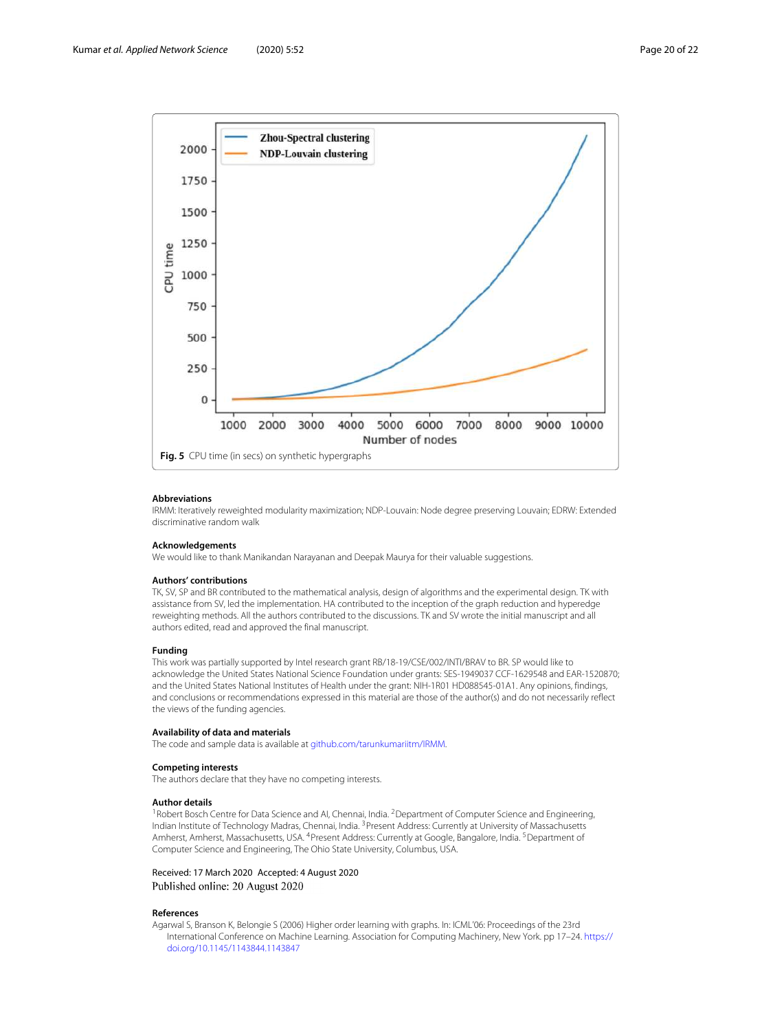Fig. 5 CPU time (in secs) on synthetic hypergraphs

## Abbreviations

IRMM: Iteratively reweighted modularity maximization; NDP-Louvain: Node degree preserving Louvain; EDRW: Extended discriminative random walk

## Acknowledgements

We would like to thank Manikandan Narayanan and Deepak Maurya for their valuable suggestions.

## Authors' contributions

TK, SV, SP and BR contributed to the mathematical analysis, design of algorithms and the experimental design. TK with assistance from SV, led the implementation. HA contributed to the inception of the graph reduction and hyperedge reweighting methods. All the authors contributed to the discussions. TK and SV wrote the initial manuscript and all authors edited, read and approved the final manuscript.

## Funding

This work was partially supported by Intel research grant RB/18-19/CSE/002/INTI/BRAV to BR. SP would like to acknowledge the United States National Science Foundation under grants: SES-1949037 CCF-1629548 and EAR-1520870; and the United States National Institutes of Health under the grant: NIH-1R01 HD088545-01A1. Any opinions, findings, and conclusions or recommendations expressed in this material are those of the author(s) and do not necessarily reflect the views of the funding agencies.

## Availability of data and materials

The code and sample data is available at github.com/tarunkumariitm/IRMM.

## Competing interests

The authors declare that they have no competing interests.

## Author details

[1]Robert Bosch Centre for Data Science and AI, Chennai, India. [2]Department of Computer Science and Engineering, Indian Institute of Technology Madras, Chennai, India. [3]Present Address: Currently at University of Massachusetts Amherst, Amherst, Massachusetts, USA. [4]Present Address: Currently at Google, Bangalore, India. [5]Department of Computer Science and Engineering, The Ohio State University, Columbus, USA.

Received: 17 March 2020 Accepted: 4 August 2020
Published online: 20 August 2020

## References

Agarwal S, Branson K, Belongie S (2006) Higher order learning with graphs. In: ICML'06: Proceedings of the 23rd International Conference on Machine Learning. Association for Computing Machinery, New York. pp 17–24. https://doi.org/10.1145/1143844.1143847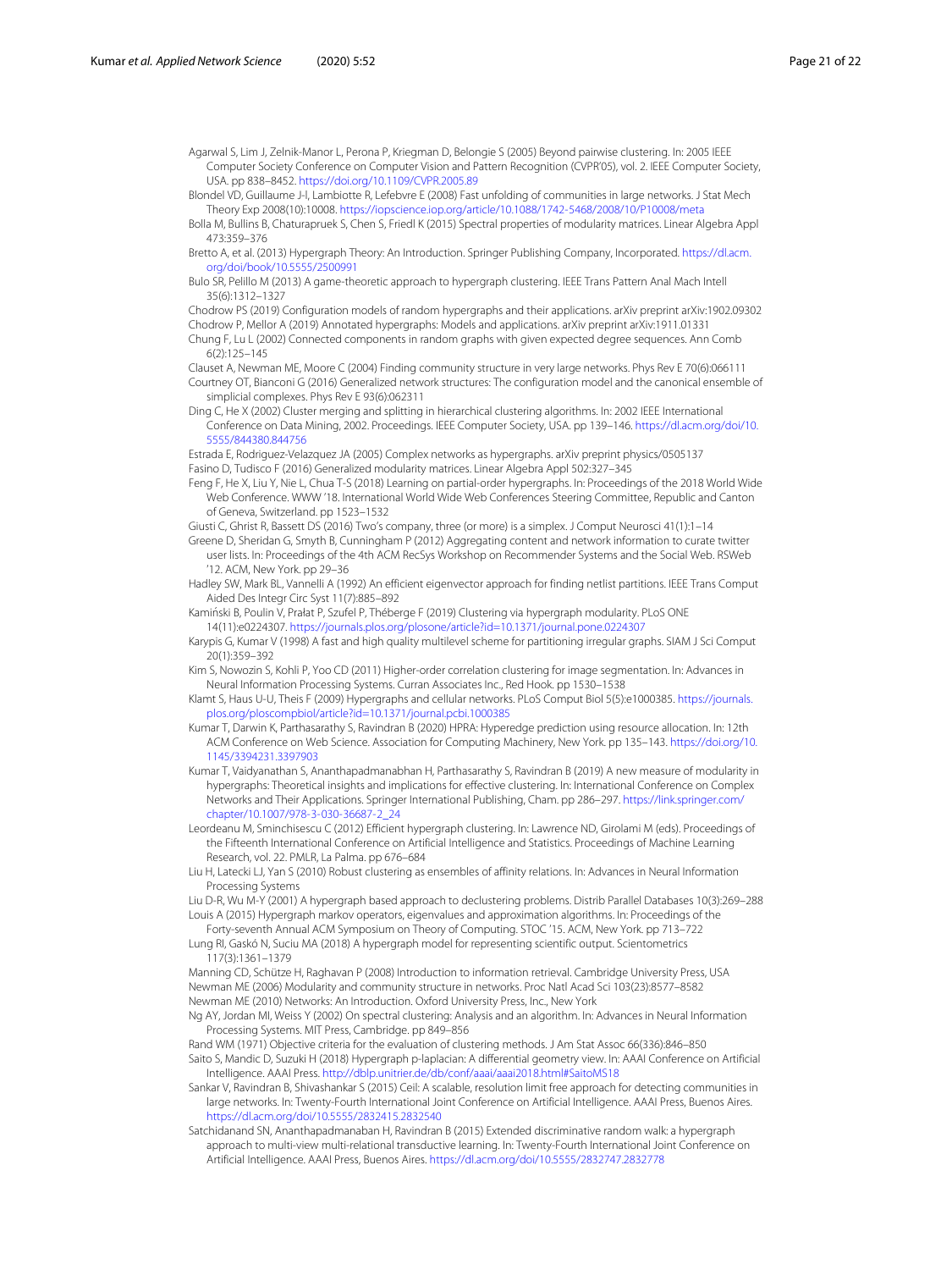Agarwal S, Lim J, Zelnik-Manor L, Perona P, Kriegman D, Belongie S (2005) Beyond pairwise clustering. In: 2005 IEEE Computer Society Conference on Computer Vision and Pattern Recognition (CVPR'05), vol. 2. IEEE Computer Society, USA. pp 838–8452. https://doi.org/10.1109/CVPR.2005.89

Blondel VD, Guillaume J-l, Lambiotte R, Lefebvre E (2008) Fast unfolding of communities in large networks. J Stat Mech Theory Exp 2008(10):10008. https://iopscience.iop.org/article/10.1088/1742-5468/2008/10/P10008/meta

Bolla M, Bullins B, Chaturapruek S, Chen S, Friedl K (2015) Spectral properties of modularity matrices. Linear Algebra Appl 473:359–376

Bretto A, et al. (2013) Hypergraph Theory: An Introduction. Springer Publishing Company, Incorporated. https://dl.acm.org/doi/book/10.5555/2500991

Bulo SR, Pelillo M (2013) A game-theoretic approach to hypergraph clustering. IEEE Trans Pattern Anal Mach Intell 35(6):1312–1327

Chodrow PS (2019) Configuration models of random hypergraphs and their applications. arXiv preprint arXiv:1902.09302

Chodrow P, Mellor A (2019) Annotated hypergraphs: Models and applications. arXiv preprint arXiv:1911.01331

Chung F, Lu L (2002) Connected components in random graphs with given expected degree sequences. Ann Comb 6(2):125–145

Clauset A, Newman ME, Moore C (2004) Finding community structure in very large networks. Phys Rev E 70(6):066111

Courtney OT, Bianconi G (2016) Generalized network structures: The configuration model and the canonical ensemble of simplicial complexes. Phys Rev E 93(6):062311

Ding C, He X (2002) Cluster merging and splitting in hierarchical clustering algorithms. In: 2002 IEEE International Conference on Data Mining, 2002. Proceedings. IEEE Computer Society, USA. pp 139–146. https://dl.acm.org/doi/10.5555/844380.844756

Estrada E, Rodriguez-Velazquez JA (2005) Complex networks as hypergraphs. arXiv preprint physics/0505137

Fasino D, Tudisco F (2016) Generalized modularity matrices. Linear Algebra Appl 502:327–345

Feng F, He X, Liu Y, Nie L, Chua T-S (2018) Learning on partial-order hypergraphs. In: Proceedings of the 2018 World Wide Web Conference. WWW '18. International World Wide Web Conferences Steering Committee, Republic and Canton of Geneva, Switzerland. pp 1523–1532

Giusti C, Ghrist R, Bassett DS (2016) Two's company, three (or more) is a simplex. J Comput Neurosci 41(1):1–14

Greene D, Sheridan G, Smyth B, Cunningham P (2012) Aggregating content and network information to curate twitter user lists. In: Proceedings of the 4th ACM RecSys Workshop on Recommender Systems and the Social Web. RSWeb '12. ACM, New York. pp 29–36

Hadley SW, Mark BL, Vannelli A (1992) An efficient eigenvector approach for finding netlist partitions. IEEE Trans Comput Aided Des Integr Circ Syst 11(7):885–892

Kamiński B, Poulin V, Prałat P, Szufel P, Théberge F (2019) Clustering via hypergraph modularity. PLoS ONE 14(11):e0224307. https://journals.plos.org/plosone/article?id=10.1371/journal.pone.0224307

Karypis G, Kumar V (1998) A fast and high quality multilevel scheme for partitioning irregular graphs. SIAM J Sci Comput 20(1):359–392

Kim S, Nowozin S, Kohli P, Yoo CD (2011) Higher-order correlation clustering for image segmentation. In: Advances in Neural Information Processing Systems. Curran Associates Inc., Red Hook. pp 1530–1538

Klamt S, Haus U-U, Theis F (2009) Hypergraphs and cellular networks. PLoS Comput Biol 5(5):e1000385. https://journals.plos.org/ploscompbiol/article?id=10.1371/journal.pcbi.1000385

Kumar T, Darwin K, Parthasarathy S, Ravindran B (2020) HPRA: Hyperedge prediction using resource allocation. In: 12th ACM Conference on Web Science. Association for Computing Machinery, New York. pp 135–143. https://doi.org/10.1145/3394231.3397903

Kumar T, Vaidyanathan S, Ananthapadmanabhan H, Parthasarathy S, Ravindran B (2019) A new measure of modularity in hypergraphs: Theoretical insights and implications for effective clustering. In: International Conference on Complex Networks and Their Applications. Springer International Publishing, Cham. pp 286–297. https://link.springer.com/chapter/10.1007/978-3-030-36687-2_24

Leordeanu M, Sminchisescu C (2012) Efficient hypergraph clustering. In: Lawrence ND, Girolami M (eds). Proceedings of the Fifteenth International Conference on Artificial Intelligence and Statistics. Proceedings of Machine Learning Research, vol. 22. PMLR, La Palma. pp 676–684

Liu H, Latecki LJ, Yan S (2010) Robust clustering as ensembles of affinity relations. In: Advances in Neural Information Processing Systems

Liu D-R, Wu M-Y (2001) A hypergraph based approach to declustering problems. Distrib Parallel Databases 10(3):269–288

Louis A (2015) Hypergraph markov operators, eigenvalues and approximation algorithms. In: Proceedings of the Forty-seventh Annual ACM Symposium on Theory of Computing. STOC '15. ACM, New York. pp 713–722

Lung RI, Gaskó N, Suciu MA (2018) A hypergraph model for representing scientific output. Scientometrics 117(3):1361–1379

Manning CD, Schütze H, Raghavan P (2008) Introduction to information retrieval. Cambridge University Press, USA

Newman ME (2006) Modularity and community structure in networks. Proc Natl Acad Sci 103(23):8577–8582

Newman ME (2010) Networks: An Introduction. Oxford University Press, Inc., New York

Ng AY, Jordan MI, Weiss Y (2002) On spectral clustering: Analysis and an algorithm. In: Advances in Neural Information Processing Systems. MIT Press, Cambridge. pp 849–856

Rand WM (1971) Objective criteria for the evaluation of clustering methods. J Am Stat Assoc 66(336):846–850

Saito S, Mandic D, Suzuki H (2018) Hypergraph p-laplacian: A differential geometry view. In: AAAI Conference on Artificial Intelligence. AAAI Press. http://dblp.unitrier.de/db/conf/aaai/aaai2018.html#SaitoMS18

Sankar V, Ravindran B, Shivashankar S (2015) Ceil: A scalable, resolution limit free approach for detecting communities in large networks. In: Twenty-Fourth International Joint Conference on Artificial Intelligence. AAAI Press, Buenos Aires. https://dl.acm.org/doi/10.5555/2832415.2832540

Satchidanand SN, Ananthapadmanaban H, Ravindran B (2015) Extended discriminative random walk: a hypergraph approach to multi-view multi-relational transductive learning. In: Twenty-Fourth International Joint Conference on Artificial Intelligence. AAAI Press, Buenos Aires. https://dl.acm.org/doi/10.5555/2832747.2832778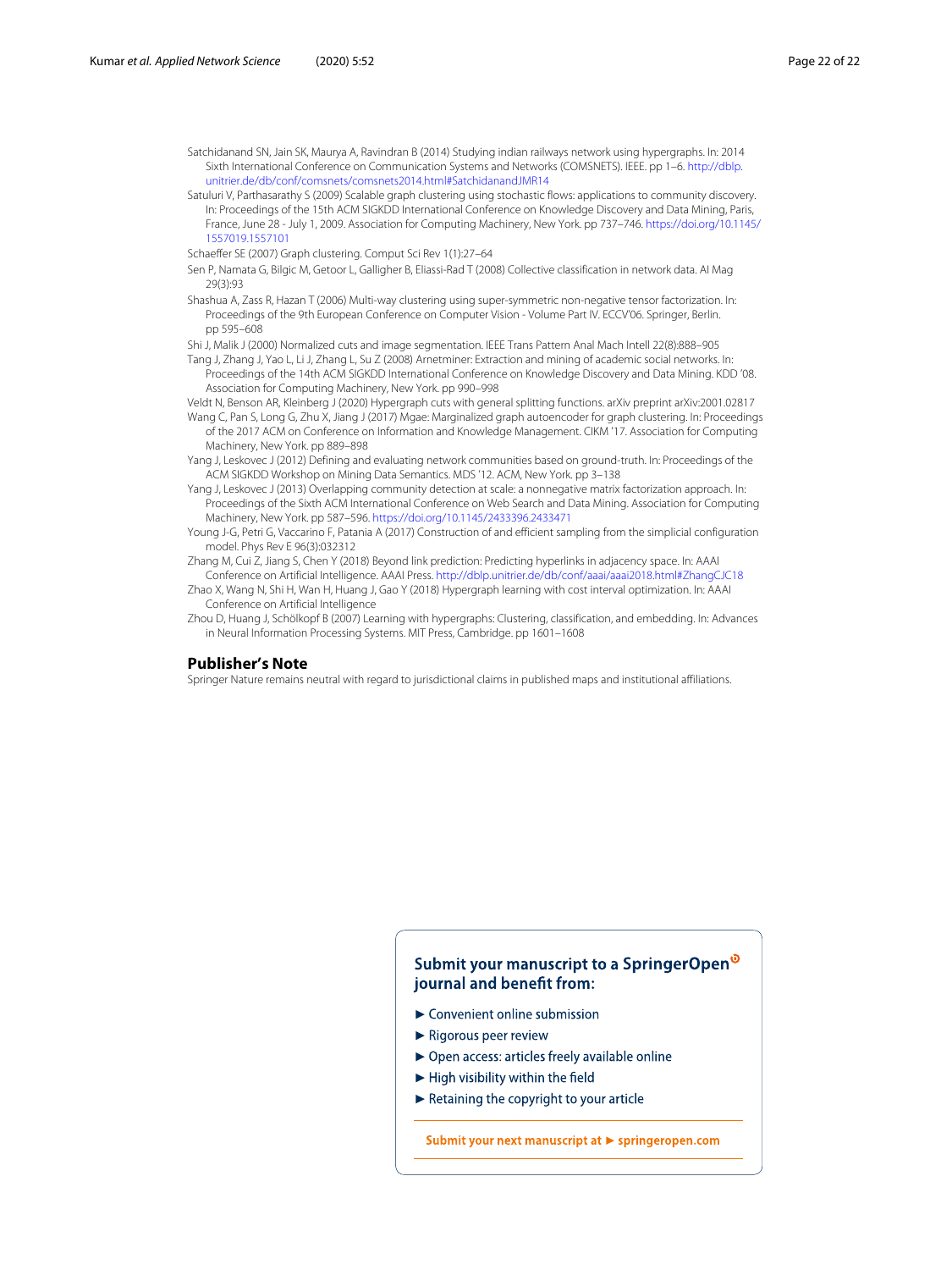Satchidanand SN, Jain SK, Maurya A, Ravindran B (2014) Studying indian railways network using hypergraphs. In: 2014 Sixth International Conference on Communication Systems and Networks (COMSNETS). IEEE. pp 1–6. http://dblp.unitrier.de/db/conf/comsnets/comsnets2014.html#SatchidanandJMR14

Satuluri V, Parthasarathy S (2009) Scalable graph clustering using stochastic flows: applications to community discovery. In: Proceedings of the 15th ACM SIGKDD International Conference on Knowledge Discovery and Data Mining, Paris, France, June 28 - July 1, 2009. Association for Computing Machinery, New York. pp 737–746. https://doi.org/10.1145/1557019.1557101

Schaeffer SE (2007) Graph clustering. Comput Sci Rev 1(1):27–64

Sen P, Namata G, Bilgic M, Getoor L, Galligher B, Eliassi-Rad T (2008) Collective classification in network data. AI Mag 29(3):93

Shashua A, Zass R, Hazan T (2006) Multi-way clustering using super-symmetric non-negative tensor factorization. In: Proceedings of the 9th European Conference on Computer Vision - Volume Part IV. ECCV'06. Springer, Berlin. pp 595–608

Shi J, Malik J (2000) Normalized cuts and image segmentation. IEEE Trans Pattern Anal Mach Intell 22(8):888–905

Tang J, Zhang J, Yao L, Li J, Zhang L, Su Z (2008) Arnetminer: Extraction and mining of academic social networks. In: Proceedings of the 14th ACM SIGKDD International Conference on Knowledge Discovery and Data Mining. KDD '08. Association for Computing Machinery, New York. pp 990–998

Veldt N, Benson AR, Kleinberg J (2020) Hypergraph cuts with general splitting functions. arXiv preprint arXiv:2001.02817

Wang C, Pan S, Long G, Zhu X, Jiang J (2017) Mgae: Marginalized graph autoencoder for graph clustering. In: Proceedings of the 2017 ACM on Conference on Information and Knowledge Management. CIKM '17. Association for Computing Machinery, New York. pp 889–898

Yang J, Leskovec J (2012) Defining and evaluating network communities based on ground-truth. In: Proceedings of the ACM SIGKDD Workshop on Mining Data Semantics. MDS '12. ACM, New York. pp 3–138

Yang J, Leskovec J (2013) Overlapping community detection at scale: a nonnegative matrix factorization approach. In: Proceedings of the Sixth ACM International Conference on Web Search and Data Mining. Association for Computing Machinery, New York. pp 587–596. https://doi.org/10.1145/2433396.2433471

Young J-G, Petri G, Vaccarino F, Patania A (2017) Construction of and efficient sampling from the simplicial configuration model. Phys Rev E 96(3):032312

Zhang M, Cui Z, Jiang S, Chen Y (2018) Beyond link prediction: Predicting hyperlinks in adjacency space. In: AAAI Conference on Artificial Intelligence. AAAI Press. http://dblp.unitrier.de/db/conf/aaai/aaai2018.html#ZhangCJC18

Zhao X, Wang N, Shi H, Wan H, Huang J, Gao Y (2018) Hypergraph learning with cost interval optimization. In: AAAI Conference on Artificial Intelligence

Zhou D, Huang J, Schölkopf B (2007) Learning with hypergraphs: Clustering, classification, and embedding. In: Advances in Neural Information Processing Systems. MIT Press, Cambridge. pp 1601–1608

## Publisher's Note

Springer Nature remains neutral with regard to jurisdictional claims in published maps and institutional affiliations.

**Submit your manuscript to a SpringerOpen journal and benefit from:**

- ► Convenient online submission
- ► Rigorous peer review
- ► Open access: articles freely available online
- ► High visibility within the field
- ► Retaining the copyright to your article

**Submit your next manuscript at ► springeropen.com**